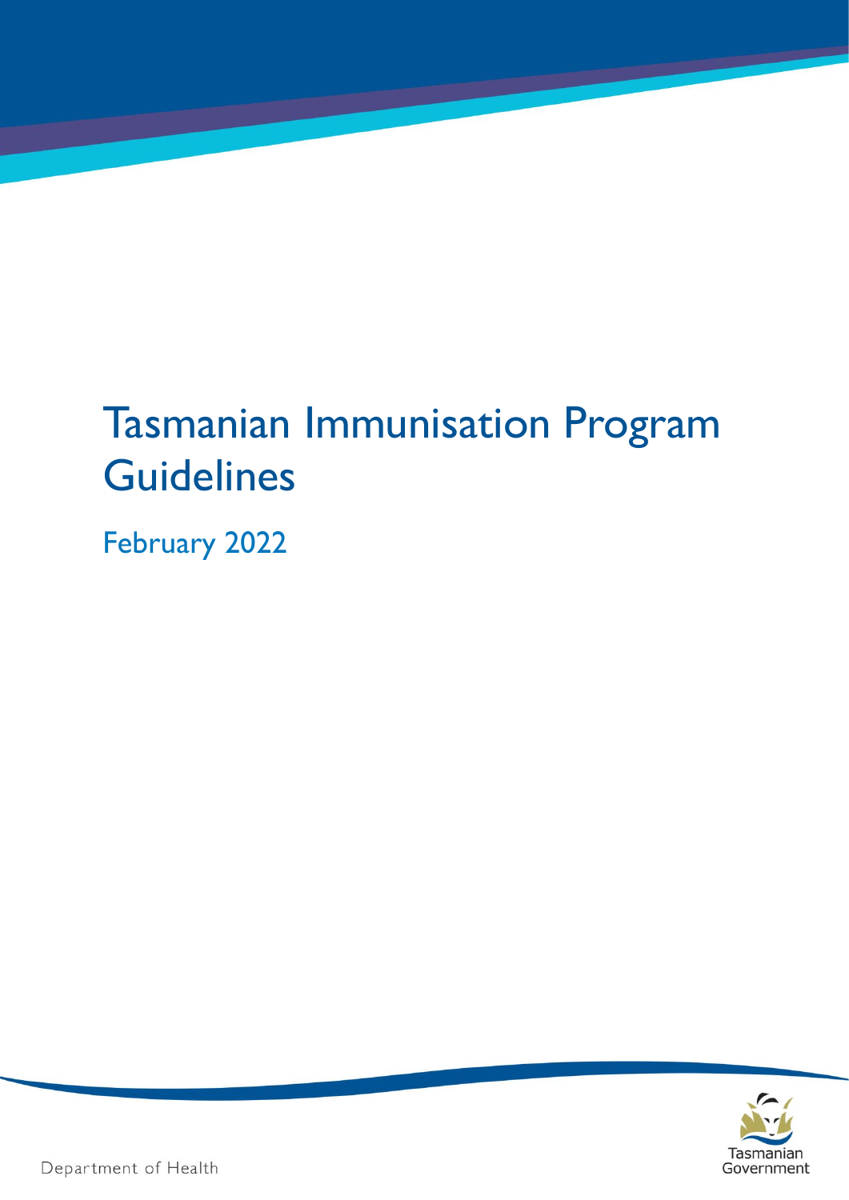# Tasmanian Immunisation Program Guidelines

## February 2022

Department of Health

Tasmanian Government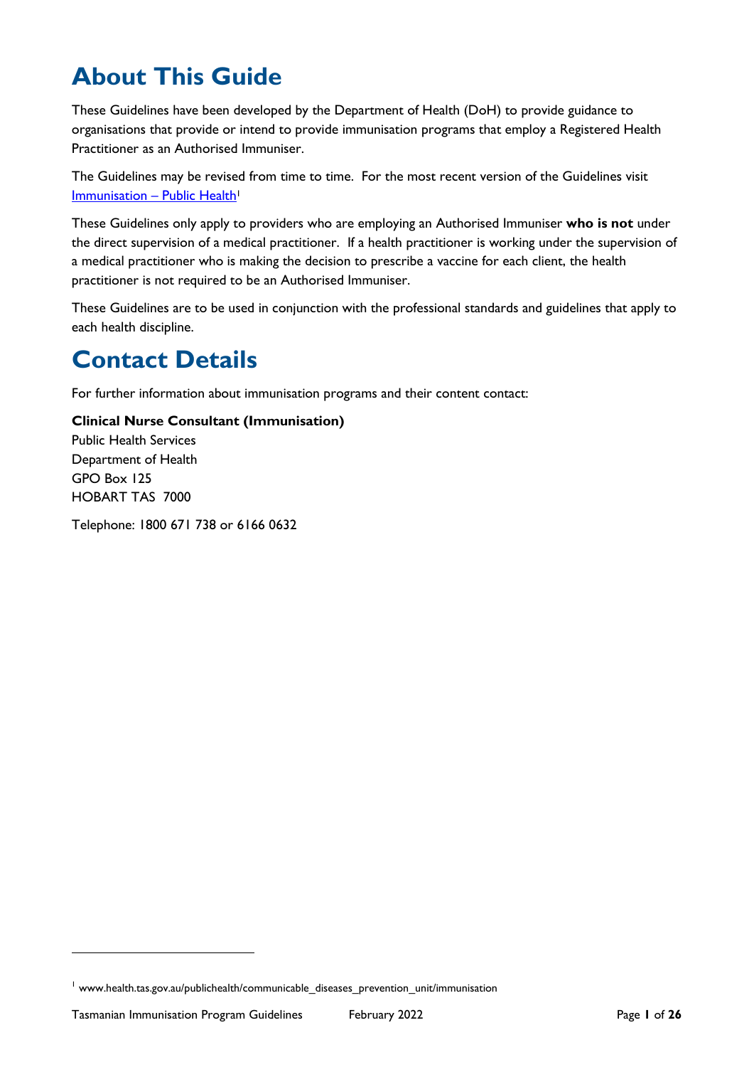# About This Guide

These Guidelines have been developed by the Department of Health (DoH) to provide guidance to organisations that provide or intend to provide immunisation programs that employ a Registered Health Practitioner as an Authorised Immuniser.

The Guidelines may be revised from time to time. For the most recent version of the Guidelines visit Immunisation – Public Health[1]

These Guidelines only apply to providers who are employing an Authorised Immuniser **who is not** under the direct supervision of a medical practitioner. If a health practitioner is working under the supervision of a medical practitioner who is making the decision to prescribe a vaccine for each client, the health practitioner is not required to be an Authorised Immuniser.

These Guidelines are to be used in conjunction with the professional standards and guidelines that apply to each health discipline.

# Contact Details

For further information about immunisation programs and their content contact:

**Clinical Nurse Consultant (Immunisation)**
Public Health Services
Department of Health
GPO Box 125
HOBART TAS 7000

Telephone: 1800 671 738 or 6166 0632

---

[1] www.health.tas.gov.au/publichealth/communicable_diseases_prevention_unit/immunisation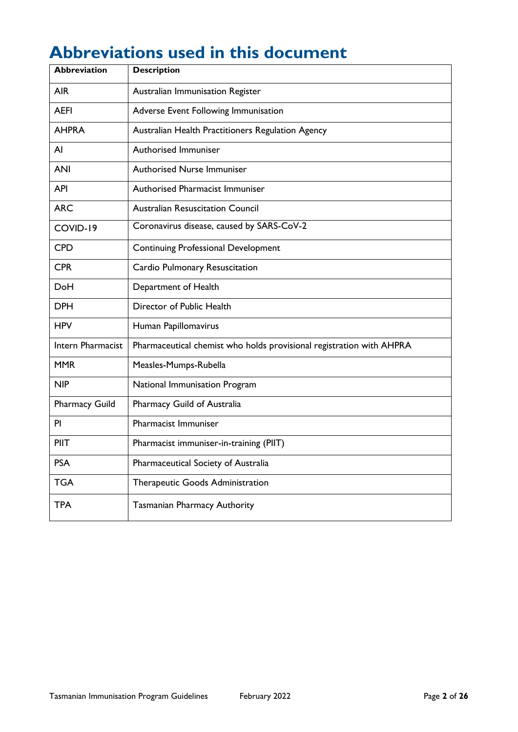# Abbreviations used in this document

| Abbreviation | Description |
|---|---|
| AIR | Australian Immunisation Register |
| AEFI | Adverse Event Following Immunisation |
| AHPRA | Australian Health Practitioners Regulation Agency |
| AI | Authorised Immuniser |
| ANI | Authorised Nurse Immuniser |
| API | Authorised Pharmacist Immuniser |
| ARC | Australian Resuscitation Council |
| COVID-19 | Coronavirus disease, caused by SARS-CoV-2 |
| CPD | Continuing Professional Development |
| CPR | Cardio Pulmonary Resuscitation |
| DoH | Department of Health |
| DPH | Director of Public Health |
| HPV | Human Papillomavirus |
| Intern Pharmacist | Pharmaceutical chemist who holds provisional registration with AHPRA |
| MMR | Measles-Mumps-Rubella |
| NIP | National Immunisation Program |
| Pharmacy Guild | Pharmacy Guild of Australia |
| PI | Pharmacist Immuniser |
| PIIT | Pharmacist immuniser-in-training (PIIT) |
| PSA | Pharmaceutical Society of Australia |
| TGA | Therapeutic Goods Administration |
| TPA | Tasmanian Pharmacy Authority |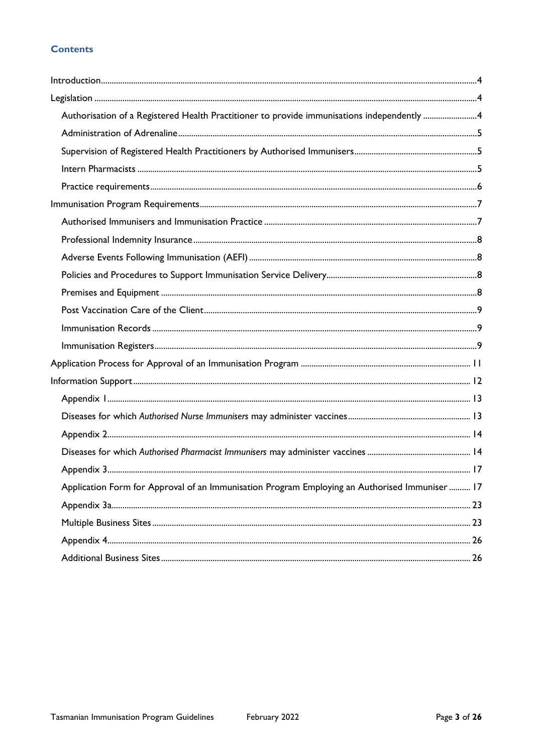## Contents

- Introduction ... 4
- Legislation ... 4
  - Authorisation of a Registered Health Practitioner to provide immunisations independently ... 4
  - Administration of Adrenaline ... 5
  - Supervision of Registered Health Practitioners by Authorised Immunisers ... 5
  - Intern Pharmacists ... 5
  - Practice requirements ... 6
- Immunisation Program Requirements ... 7
  - Authorised Immunisers and Immunisation Practice ... 7
  - Professional Indemnity Insurance ... 8
  - Adverse Events Following Immunisation (AEFI) ... 8
  - Policies and Procedures to Support Immunisation Service Delivery ... 8
  - Premises and Equipment ... 8
  - Post Vaccination Care of the Client ... 9
  - Immunisation Records ... 9
  - Immunisation Registers ... 9
- Application Process for Approval of an Immunisation Program ... 11
- Information Support ... 12
  - Appendix 1 ... 13
  - Diseases for which *Authorised Nurse Immunisers* may administer vaccines ... 13
  - Appendix 2 ... 14
  - Diseases for which *Authorised Pharmacist Immunisers* may administer vaccines ... 14
  - Appendix 3 ... 17
  - Application Form for Approval of an Immunisation Program Employing an Authorised Immuniser ... 17
  - Appendix 3a ... 23
  - Multiple Business Sites ... 23
  - Appendix 4 ... 26
  - Additional Business Sites ... 26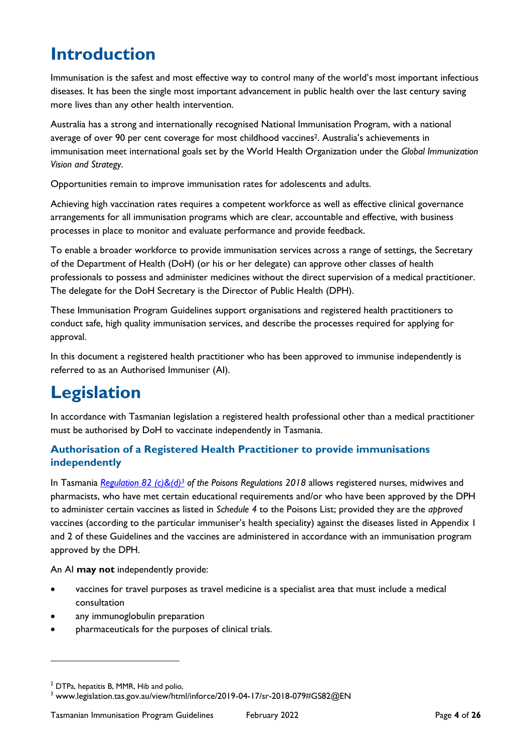# Introduction

Immunisation is the safest and most effective way to control many of the world's most important infectious diseases. It has been the single most important advancement in public health over the last century saving more lives than any other health intervention.

Australia has a strong and internationally recognised National Immunisation Program, with a national average of over 90 per cent coverage for most childhood vaccines[2]. Australia's achievements in immunisation meet international goals set by the World Health Organization under the *Global Immunization Vision and Strategy*.

Opportunities remain to improve immunisation rates for adolescents and adults.

Achieving high vaccination rates requires a competent workforce as well as effective clinical governance arrangements for all immunisation programs which are clear, accountable and effective, with business processes in place to monitor and evaluate performance and provide feedback.

To enable a broader workforce to provide immunisation services across a range of settings, the Secretary of the Department of Health (DoH) (or his or her delegate) can approve other classes of health professionals to possess and administer medicines without the direct supervision of a medical practitioner. The delegate for the DoH Secretary is the Director of Public Health (DPH).

These Immunisation Program Guidelines support organisations and registered health practitioners to conduct safe, high quality immunisation services, and describe the processes required for applying for approval.

In this document a registered health practitioner who has been approved to immunise independently is referred to as an Authorised Immuniser (AI).

# Legislation

In accordance with Tasmanian legislation a registered health professional other than a medical practitioner must be authorised by DoH to vaccinate independently in Tasmania.

### Authorisation of a Registered Health Practitioner to provide immunisations independently

In Tasmania *Regulation 82 (c)&(d)*[3] *of the Poisons Regulations 2018* allows registered nurses, midwives and pharmacists, who have met certain educational requirements and/or who have been approved by the DPH to administer certain vaccines as listed in *Schedule 4* to the Poisons List; provided they are the *approved* vaccines (according to the particular immuniser's health speciality) against the diseases listed in Appendix 1 and 2 of these Guidelines and the vaccines are administered in accordance with an immunisation program approved by the DPH.

An AI **may not** independently provide:

- vaccines for travel purposes as travel medicine is a specialist area that must include a medical consultation
- any immunoglobulin preparation
- pharmaceuticals for the purposes of clinical trials.

---

[2] DTPa, hepatitis B, MMR, Hib and polio,

[3] www.legislation.tas.gov.au/view/html/inforce/2019-04-17/sr-2018-079#GS82@EN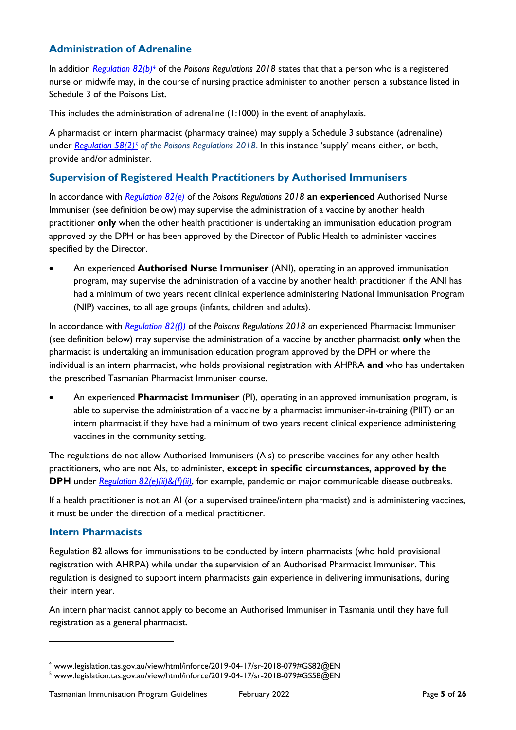## Administration of Adrenaline

In addition *Regulation 82(b)*[4] of the *Poisons Regulations 2018* states that that a person who is a registered nurse or midwife may, in the course of nursing practice administer to another person a substance listed in Schedule 3 of the Poisons List.

This includes the administration of adrenaline (1:1000) in the event of anaphylaxis.

A pharmacist or intern pharmacist (pharmacy trainee) may supply a Schedule 3 substance (adrenaline) under *Regulation 58(2)*[5] *of the Poisons Regulations 2018*. In this instance 'supply' means either, or both, provide and/or administer.

## Supervision of Registered Health Practitioners by Authorised Immunisers

In accordance with *Regulation 82(e)* of the *Poisons Regulations 2018* **an experienced** Authorised Nurse Immuniser (see definition below) may supervise the administration of a vaccine by another health practitioner **only** when the other health practitioner is undertaking an immunisation education program approved by the DPH or has been approved by the Director of Public Health to administer vaccines specified by the Director.

- An experienced **Authorised Nurse Immuniser** (ANI), operating in an approved immunisation program, may supervise the administration of a vaccine by another health practitioner if the ANI has had a minimum of two years recent clinical experience administering National Immunisation Program (NIP) vaccines, to all age groups (infants, children and adults).

In accordance with *Regulation 82(f))* of the *Poisons Regulations 2018* an experienced Pharmacist Immuniser (see definition below) may supervise the administration of a vaccine by another pharmacist **only** when the pharmacist is undertaking an immunisation education program approved by the DPH or where the individual is an intern pharmacist, who holds provisional registration with AHPRA **and** who has undertaken the prescribed Tasmanian Pharmacist Immuniser course.

- An experienced **Pharmacist Immuniser** (PI), operating in an approved immunisation program, is able to supervise the administration of a vaccine by a pharmacist immuniser-in-training (PIIT) or an intern pharmacist if they have had a minimum of two years recent clinical experience administering vaccines in the community setting.

The regulations do not allow Authorised Immunisers (AIs) to prescribe vaccines for any other health practitioners, who are not AIs, to administer, **except in specific circumstances, approved by the DPH** under *Regulation 82(e)(ii)&(f)(ii)*, for example, pandemic or major communicable disease outbreaks.

If a health practitioner is not an AI (or a supervised trainee/intern pharmacist) and is administering vaccines, it must be under the direction of a medical practitioner.

## Intern Pharmacists

Regulation 82 allows for immunisations to be conducted by intern pharmacists (who hold provisional registration with AHRPA) while under the supervision of an Authorised Pharmacist Immuniser. This regulation is designed to support intern pharmacists gain experience in delivering immunisations, during their intern year.

An intern pharmacist cannot apply to become an Authorised Immuniser in Tasmania until they have full registration as a general pharmacist.

---

[4] www.legislation.tas.gov.au/view/html/inforce/2019-04-17/sr-2018-079#GS82@EN

[5] www.legislation.tas.gov.au/view/html/inforce/2019-04-17/sr-2018-079#GS58@EN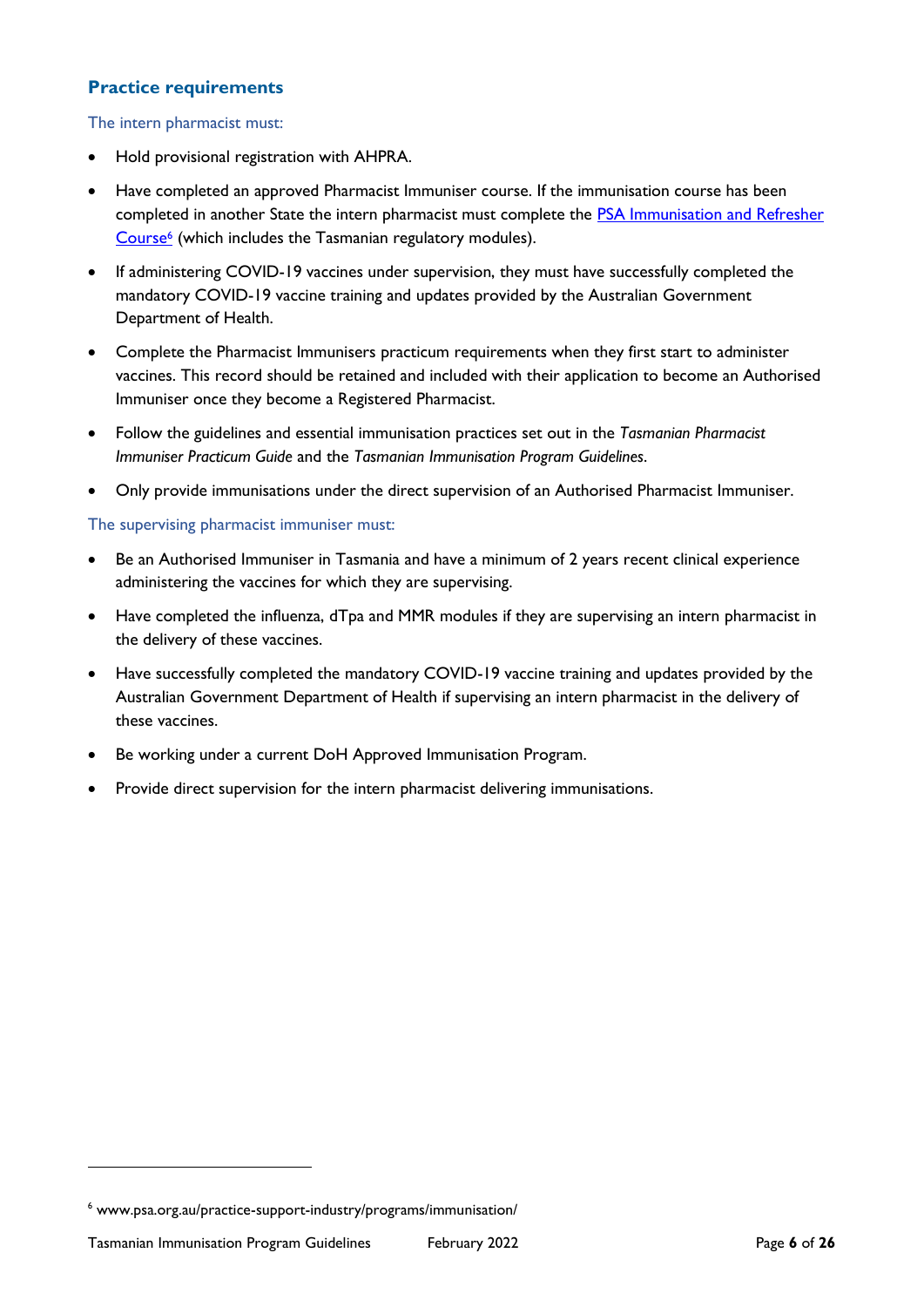## Practice requirements

The intern pharmacist must:

- Hold provisional registration with AHPRA.
- Have completed an approved Pharmacist Immuniser course. If the immunisation course has been completed in another State the intern pharmacist must complete the [PSA Immunisation and Refresher Course][6] (which includes the Tasmanian regulatory modules).
- If administering COVID-19 vaccines under supervision, they must have successfully completed the mandatory COVID-19 vaccine training and updates provided by the Australian Government Department of Health.
- Complete the Pharmacist Immunisers practicum requirements when they first start to administer vaccines. This record should be retained and included with their application to become an Authorised Immuniser once they become a Registered Pharmacist.
- Follow the guidelines and essential immunisation practices set out in the *Tasmanian Pharmacist Immuniser Practicum Guide* and the *Tasmanian Immunisation Program Guidelines*.
- Only provide immunisations under the direct supervision of an Authorised Pharmacist Immuniser.

The supervising pharmacist immuniser must:

- Be an Authorised Immuniser in Tasmania and have a minimum of 2 years recent clinical experience administering the vaccines for which they are supervising.
- Have completed the influenza, dTpa and MMR modules if they are supervising an intern pharmacist in the delivery of these vaccines.
- Have successfully completed the mandatory COVID-19 vaccine training and updates provided by the Australian Government Department of Health if supervising an intern pharmacist in the delivery of these vaccines.
- Be working under a current DoH Approved Immunisation Program.
- Provide direct supervision for the intern pharmacist delivering immunisations.

[6] www.psa.org.au/practice-support-industry/programs/immunisation/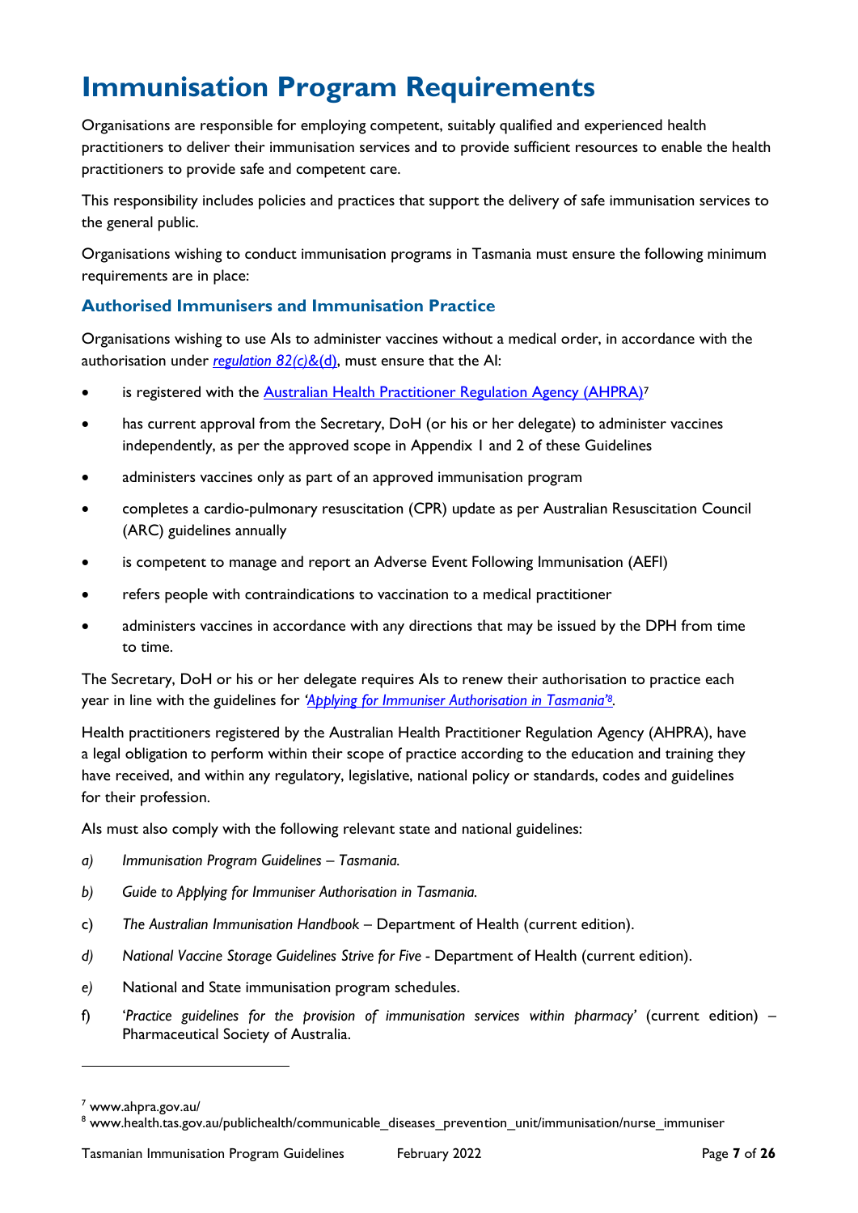# Immunisation Program Requirements

Organisations are responsible for employing competent, suitably qualified and experienced health practitioners to deliver their immunisation services and to provide sufficient resources to enable the health practitioners to provide safe and competent care.

This responsibility includes policies and practices that support the delivery of safe immunisation services to the general public.

Organisations wishing to conduct immunisation programs in Tasmania must ensure the following minimum requirements are in place:

## Authorised Immunisers and Immunisation Practice

Organisations wishing to use AIs to administer vaccines without a medical order, in accordance with the authorisation under *regulation 82(c)*&(d), must ensure that the AI:

- is registered with the Australian Health Practitioner Regulation Agency (AHPRA)[7]
- has current approval from the Secretary, DoH (or his or her delegate) to administer vaccines independently, as per the approved scope in Appendix 1 and 2 of these Guidelines
- administers vaccines only as part of an approved immunisation program
- completes a cardio-pulmonary resuscitation (CPR) update as per Australian Resuscitation Council (ARC) guidelines annually
- is competent to manage and report an Adverse Event Following Immunisation (AEFI)
- refers people with contraindications to vaccination to a medical practitioner
- administers vaccines in accordance with any directions that may be issued by the DPH from time to time.

The Secretary, DoH or his or her delegate requires AIs to renew their authorisation to practice each year in line with the guidelines for *'Applying for Immuniser Authorisation in Tasmania'*[8].

Health practitioners registered by the Australian Health Practitioner Regulation Agency (AHPRA), have a legal obligation to perform within their scope of practice according to the education and training they have received, and within any regulatory, legislative, national policy or standards, codes and guidelines for their profession.

AIs must also comply with the following relevant state and national guidelines:

a) *Immunisation Program Guidelines – Tasmania.*

b) *Guide to Applying for Immuniser Authorisation in Tasmania.*

c) *The Australian Immunisation Handbook* – Department of Health (current edition).

d) *National Vaccine Storage Guidelines Strive for Five* - Department of Health (current edition).

e) National and State immunisation program schedules.

f) '*Practice guidelines for the provision of immunisation services within pharmacy*' (current edition) – Pharmaceutical Society of Australia.

---

[7] www.ahpra.gov.au/

[8] www.health.tas.gov.au/publichealth/communicable_diseases_prevention_unit/immunisation/nurse_immuniser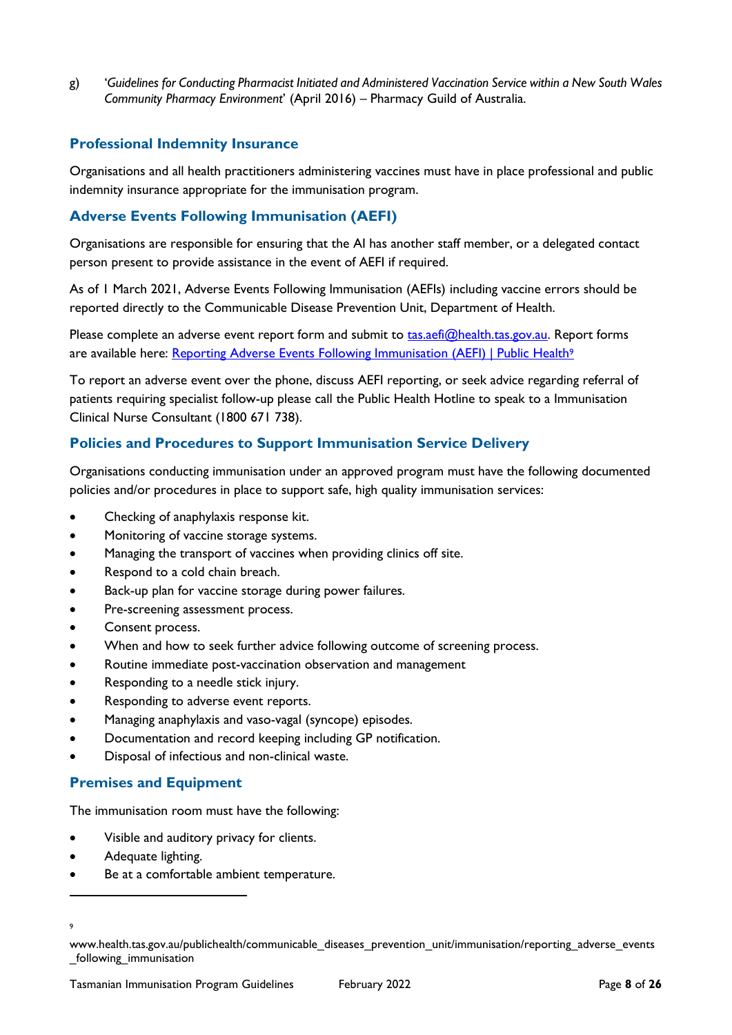g) '*Guidelines for Conducting Pharmacist Initiated and Administered Vaccination Service within a New South Wales Community Pharmacy Environment*' (April 2016) – Pharmacy Guild of Australia.

## Professional Indemnity Insurance

Organisations and all health practitioners administering vaccines must have in place professional and public indemnity insurance appropriate for the immunisation program.

## Adverse Events Following Immunisation (AEFI)

Organisations are responsible for ensuring that the AI has another staff member, or a delegated contact person present to provide assistance in the event of AEFI if required.

As of 1 March 2021, Adverse Events Following Immunisation (AEFIs) including vaccine errors should be reported directly to the Communicable Disease Prevention Unit, Department of Health.

Please complete an adverse event report form and submit to tas.aefi@health.tas.gov.au. Report forms are available here: Reporting Adverse Events Following Immunisation (AEFI) | Public Health[9]

To report an adverse event over the phone, discuss AEFI reporting, or seek advice regarding referral of patients requiring specialist follow-up please call the Public Health Hotline to speak to a Immunisation Clinical Nurse Consultant (1800 671 738).

## Policies and Procedures to Support Immunisation Service Delivery

Organisations conducting immunisation under an approved program must have the following documented policies and/or procedures in place to support safe, high quality immunisation services:

- Checking of anaphylaxis response kit.
- Monitoring of vaccine storage systems.
- Managing the transport of vaccines when providing clinics off site.
- Respond to a cold chain breach.
- Back-up plan for vaccine storage during power failures.
- Pre-screening assessment process.
- Consent process.
- When and how to seek further advice following outcome of screening process.
- Routine immediate post-vaccination observation and management
- Responding to a needle stick injury.
- Responding to adverse event reports.
- Managing anaphylaxis and vaso-vagal (syncope) episodes.
- Documentation and record keeping including GP notification.
- Disposal of infectious and non-clinical waste.

## Premises and Equipment

The immunisation room must have the following:

- Visible and auditory privacy for clients.
- Adequate lighting.
- Be at a comfortable ambient temperature.

---

[9] www.health.tas.gov.au/publichealth/communicable_diseases_prevention_unit/immunisation/reporting_adverse_events_following_immunisation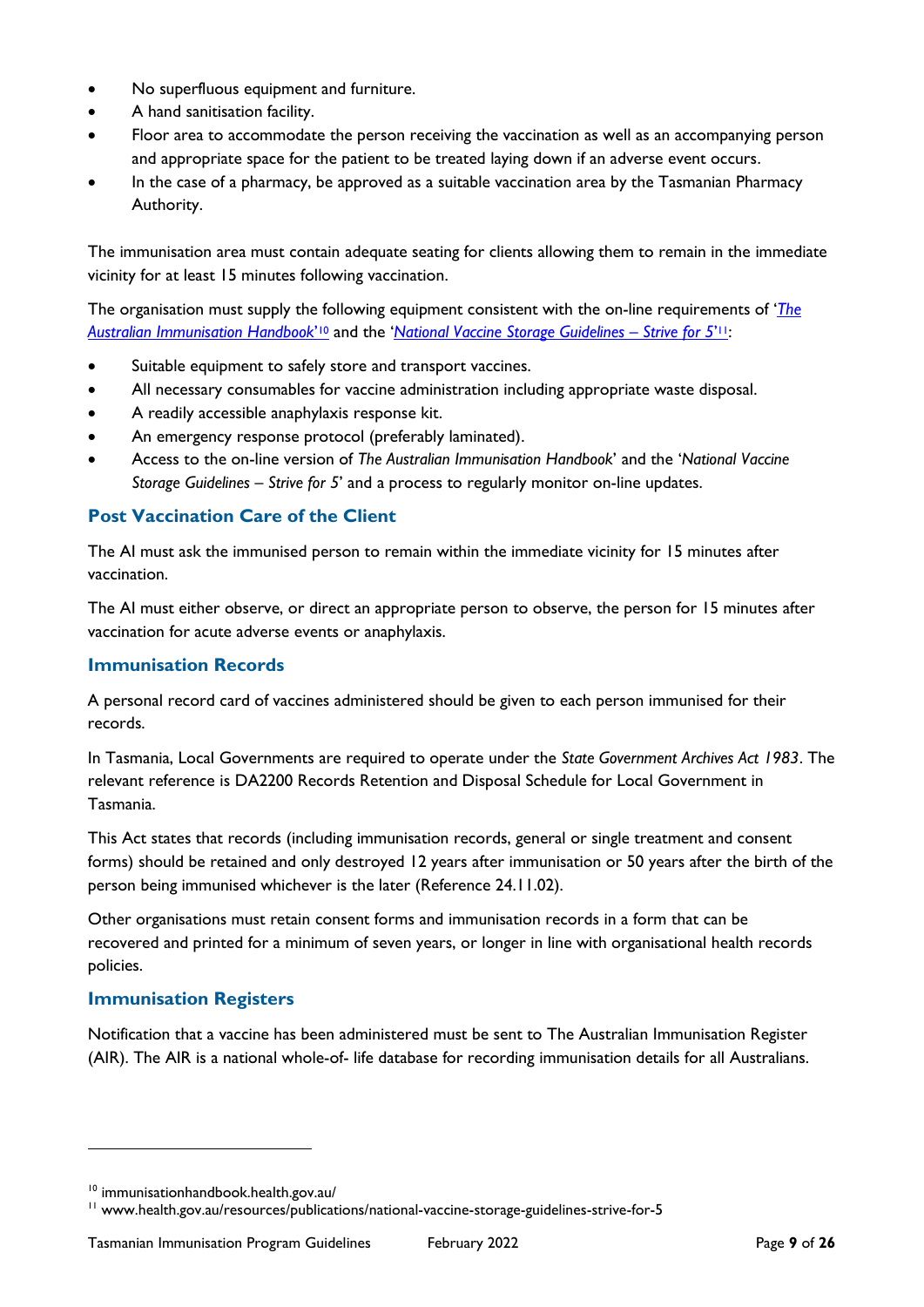- No superfluous equipment and furniture.
- A hand sanitisation facility.
- Floor area to accommodate the person receiving the vaccination as well as an accompanying person and appropriate space for the patient to be treated laying down if an adverse event occurs.
- In the case of a pharmacy, be approved as a suitable vaccination area by the Tasmanian Pharmacy Authority.

The immunisation area must contain adequate seating for clients allowing them to remain in the immediate vicinity for at least 15 minutes following vaccination.

The organisation must supply the following equipment consistent with the on-line requirements of '*The Australian Immunisation Handbook*'[10] and the '*National Vaccine Storage Guidelines – Strive for 5*'[11]:

- Suitable equipment to safely store and transport vaccines.
- All necessary consumables for vaccine administration including appropriate waste disposal.
- A readily accessible anaphylaxis response kit.
- An emergency response protocol (preferably laminated).
- Access to the on-line version of *The Australian Immunisation Handbook*' and the '*National Vaccine Storage Guidelines – Strive for 5*' and a process to regularly monitor on-line updates.

### Post Vaccination Care of the Client

The AI must ask the immunised person to remain within the immediate vicinity for 15 minutes after vaccination.

The AI must either observe, or direct an appropriate person to observe, the person for 15 minutes after vaccination for acute adverse events or anaphylaxis.

### Immunisation Records

A personal record card of vaccines administered should be given to each person immunised for their records.

In Tasmania, Local Governments are required to operate under the *State Government Archives Act 1983*. The relevant reference is DA2200 Records Retention and Disposal Schedule for Local Government in Tasmania.

This Act states that records (including immunisation records, general or single treatment and consent forms) should be retained and only destroyed 12 years after immunisation or 50 years after the birth of the person being immunised whichever is the later (Reference 24.11.02).

Other organisations must retain consent forms and immunisation records in a form that can be recovered and printed for a minimum of seven years, or longer in line with organisational health records policies.

### Immunisation Registers

Notification that a vaccine has been administered must be sent to The Australian Immunisation Register (AIR). The AIR is a national whole-of- life database for recording immunisation details for all Australians.

---

[10] immunisationhandbook.health.gov.au/

[11] www.health.gov.au/resources/publications/national-vaccine-storage-guidelines-strive-for-5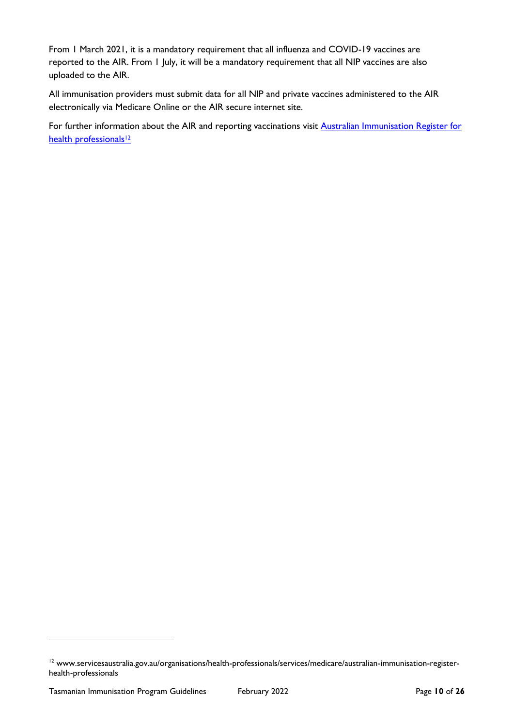From 1 March 2021, it is a mandatory requirement that all influenza and COVID-19 vaccines are reported to the AIR. From 1 July, it will be a mandatory requirement that all NIP vaccines are also uploaded to the AIR.

All immunisation providers must submit data for all NIP and private vaccines administered to the AIR electronically via Medicare Online or the AIR secure internet site.

For further information about the AIR and reporting vaccinations visit [Australian Immunisation Register for health professionals](www.servicesaustralia.gov.au/organisations/health-professionals/services/medicare/australian-immunisation-register-health-professionals)[12]

---

[12] www.servicesaustralia.gov.au/organisations/health-professionals/services/medicare/australian-immunisation-register-health-professionals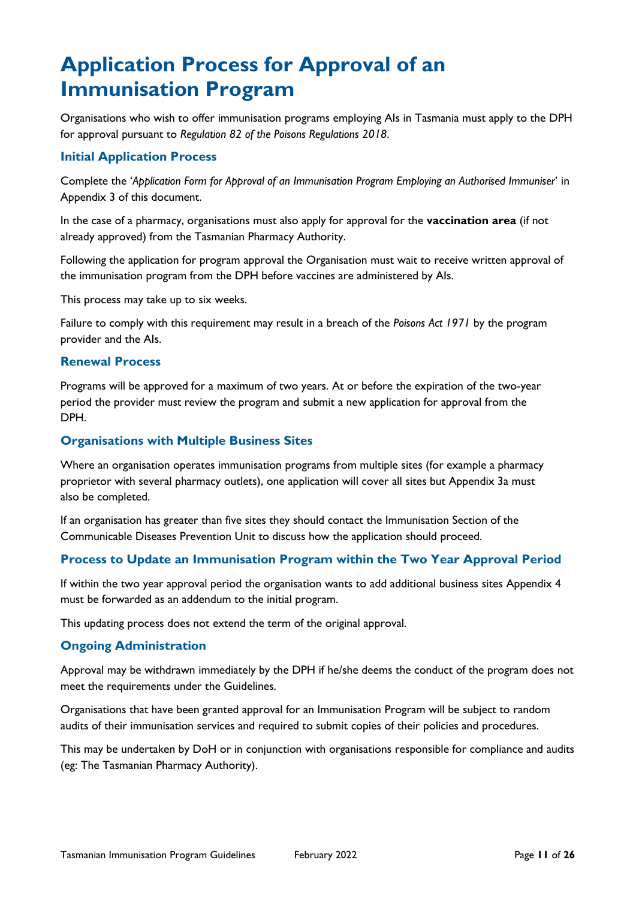# Application Process for Approval of an Immunisation Program

Organisations who wish to offer immunisation programs employing AIs in Tasmania must apply to the DPH for approval pursuant to *Regulation 82 of the Poisons Regulations 2018*.

## Initial Application Process

Complete the '*Application Form for Approval of an Immunisation Program Employing an Authorised Immuniser*' in Appendix 3 of this document.

In the case of a pharmacy, organisations must also apply for approval for the **vaccination area** (if not already approved) from the Tasmanian Pharmacy Authority.

Following the application for program approval the Organisation must wait to receive written approval of the immunisation program from the DPH before vaccines are administered by AIs.

This process may take up to six weeks.

Failure to comply with this requirement may result in a breach of the *Poisons Act 1971* by the program provider and the AIs.

## Renewal Process

Programs will be approved for a maximum of two years. At or before the expiration of the two-year period the provider must review the program and submit a new application for approval from the DPH.

## Organisations with Multiple Business Sites

Where an organisation operates immunisation programs from multiple sites (for example a pharmacy proprietor with several pharmacy outlets), one application will cover all sites but Appendix 3a must also be completed.

If an organisation has greater than five sites they should contact the Immunisation Section of the Communicable Diseases Prevention Unit to discuss how the application should proceed.

## Process to Update an Immunisation Program within the Two Year Approval Period

If within the two year approval period the organisation wants to add additional business sites Appendix 4 must be forwarded as an addendum to the initial program.

This updating process does not extend the term of the original approval.

## Ongoing Administration

Approval may be withdrawn immediately by the DPH if he/she deems the conduct of the program does not meet the requirements under the Guidelines.

Organisations that have been granted approval for an Immunisation Program will be subject to random audits of their immunisation services and required to submit copies of their policies and procedures.

This may be undertaken by DoH or in conjunction with organisations responsible for compliance and audits (eg: The Tasmanian Pharmacy Authority).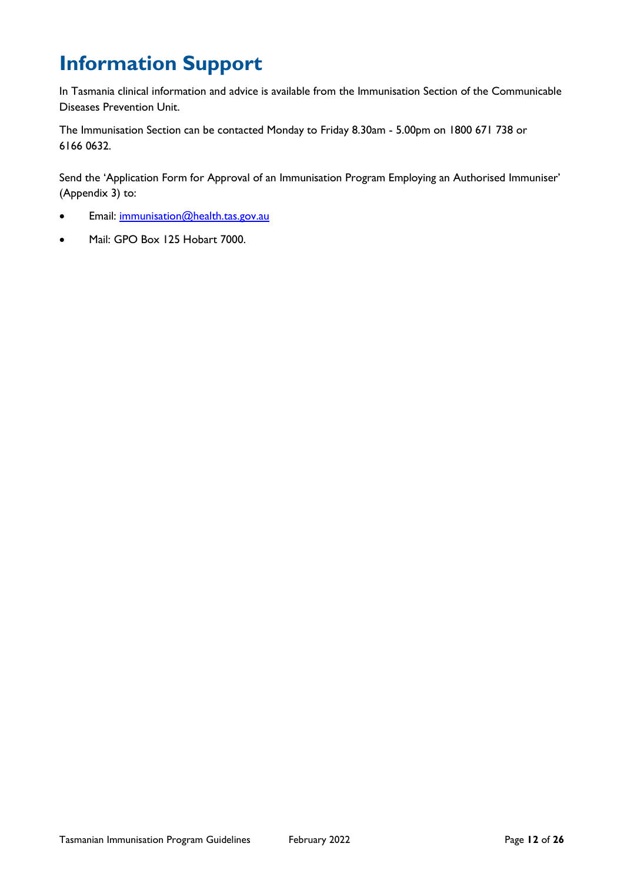# Information Support

In Tasmania clinical information and advice is available from the Immunisation Section of the Communicable Diseases Prevention Unit.

The Immunisation Section can be contacted Monday to Friday 8.30am - 5.00pm on 1800 671 738 or 6166 0632.

Send the 'Application Form for Approval of an Immunisation Program Employing an Authorised Immuniser' (Appendix 3) to:

- Email: immunisation@health.tas.gov.au
- Mail: GPO Box 125 Hobart 7000.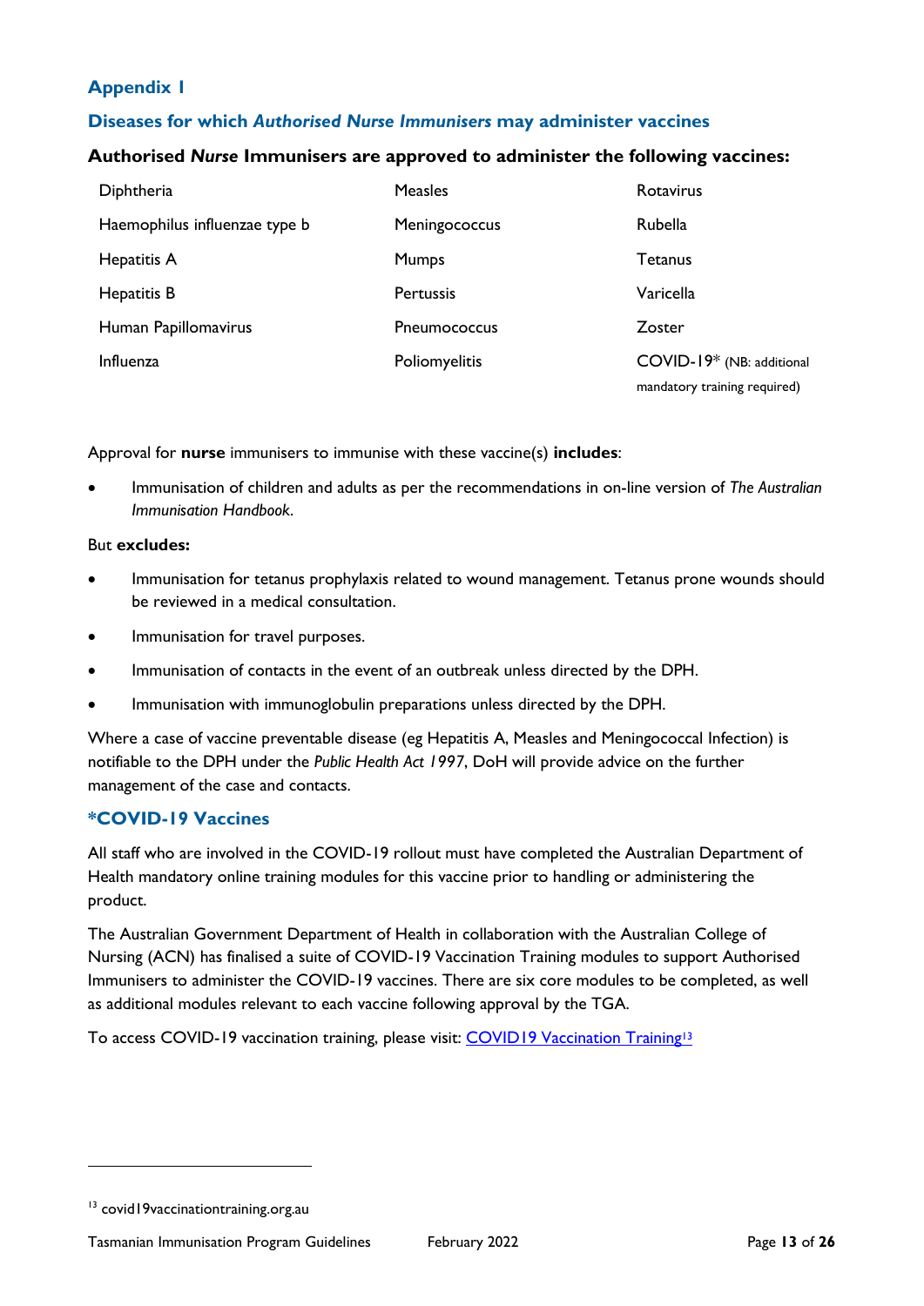## Appendix 1

### Diseases for which *Authorised Nurse Immunisers* may administer vaccines

**Authorised *Nurse* Immunisers are approved to administer the following vaccines:**

| | | |
|---|---|---|
| Diphtheria | Measles | Rotavirus |
| Haemophilus influenzae type b | Meningococcus | Rubella |
| Hepatitis A | Mumps | Tetanus |
| Hepatitis B | Pertussis | Varicella |
| Human Papillomavirus | Pneumococcus | Zoster |
| Influenza | Poliomyelitis | COVID-19* (NB: additional mandatory training required) |

Approval for **nurse** immunisers to immunise with these vaccine(s) **includes**:

- Immunisation of children and adults as per the recommendations in on-line version of *The Australian Immunisation Handbook*.

But **excludes:**

- Immunisation for tetanus prophylaxis related to wound management. Tetanus prone wounds should be reviewed in a medical consultation.
- Immunisation for travel purposes.
- Immunisation of contacts in the event of an outbreak unless directed by the DPH.
- Immunisation with immunoglobulin preparations unless directed by the DPH.

Where a case of vaccine preventable disease (eg Hepatitis A, Measles and Meningococcal Infection) is notifiable to the DPH under the *Public Health Act 1997*, DoH will provide advice on the further management of the case and contacts.

### *COVID-19 Vaccines

All staff who are involved in the COVID-19 rollout must have completed the Australian Department of Health mandatory online training modules for this vaccine prior to handling or administering the product.

The Australian Government Department of Health in collaboration with the Australian College of Nursing (ACN) has finalised a suite of COVID-19 Vaccination Training modules to support Authorised Immunisers to administer the COVID-19 vaccines. There are six core modules to be completed, as well as additional modules relevant to each vaccine following approval by the TGA.

To access COVID-19 vaccination training, please visit: COVID19 Vaccination Training[13]

[13] covid19vaccinationtraining.org.au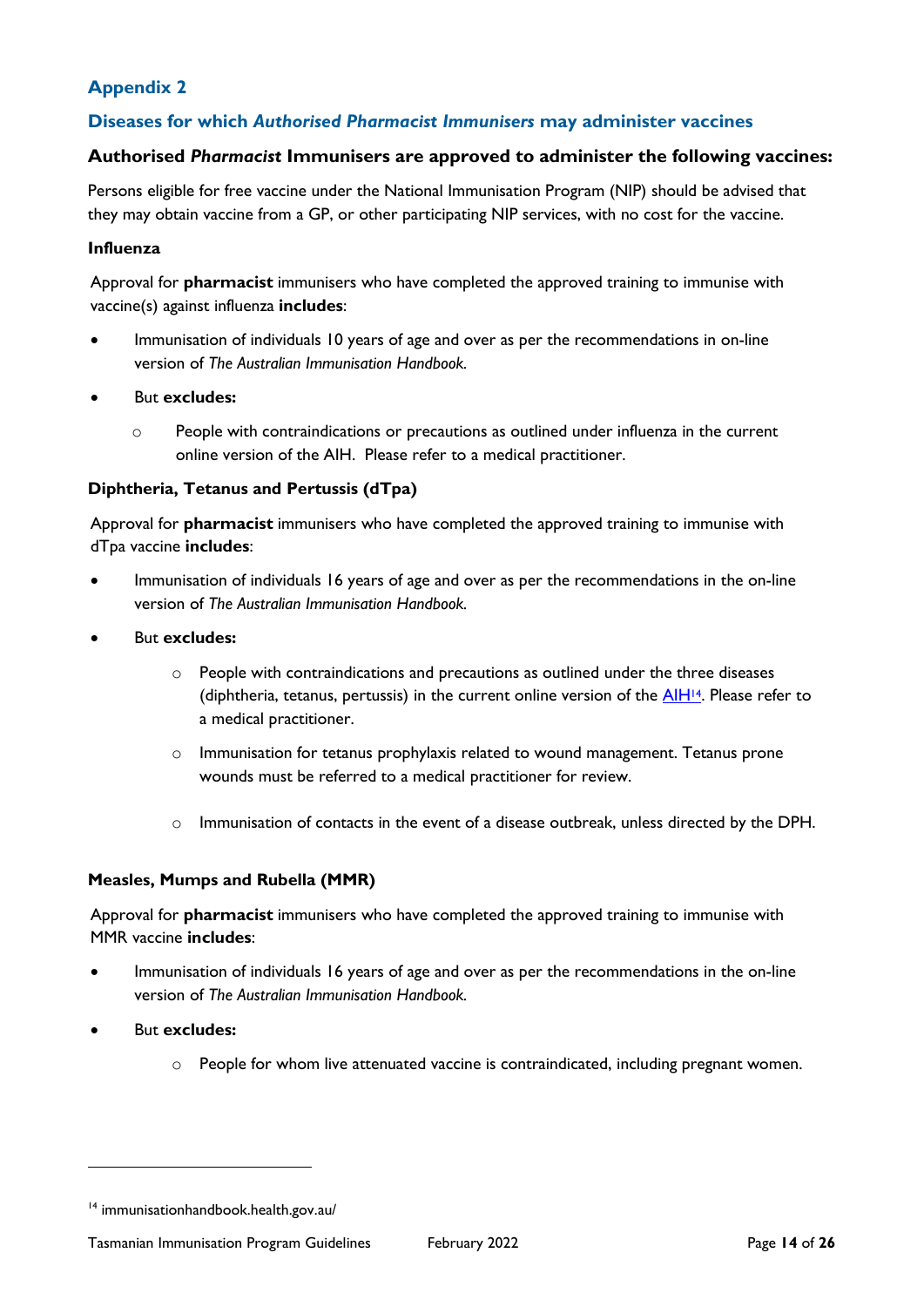## Appendix 2

## Diseases for which *Authorised Pharmacist Immunisers* may administer vaccines

### Authorised *Pharmacist* Immunisers are approved to administer the following vaccines:

Persons eligible for free vaccine under the National Immunisation Program (NIP) should be advised that they may obtain vaccine from a GP, or other participating NIP services, with no cost for the vaccine.

**Influenza**

Approval for **pharmacist** immunisers who have completed the approved training to immunise with vaccine(s) against influenza **includes**:

- Immunisation of individuals 10 years of age and over as per the recommendations in on-line version of *The Australian Immunisation Handbook.*
- But **excludes:**
  - People with contraindications or precautions as outlined under influenza in the current online version of the AIH. Please refer to a medical practitioner.

**Diphtheria, Tetanus and Pertussis (dTpa)**

Approval for **pharmacist** immunisers who have completed the approved training to immunise with dTpa vaccine **includes**:

- Immunisation of individuals 16 years of age and over as per the recommendations in the on-line version of *The Australian Immunisation Handbook.*
- But **excludes:**
  - People with contraindications and precautions as outlined under the three diseases (diphtheria, tetanus, pertussis) in the current online version of the AIH[14]. Please refer to a medical practitioner.
  - Immunisation for tetanus prophylaxis related to wound management. Tetanus prone wounds must be referred to a medical practitioner for review.
  - Immunisation of contacts in the event of a disease outbreak, unless directed by the DPH.

**Measles, Mumps and Rubella (MMR)**

Approval for **pharmacist** immunisers who have completed the approved training to immunise with MMR vaccine **includes**:

- Immunisation of individuals 16 years of age and over as per the recommendations in the on-line version of *The Australian Immunisation Handbook.*
- But **excludes:**
  - People for whom live attenuated vaccine is contraindicated, including pregnant women.

---

[14] immunisationhandbook.health.gov.au/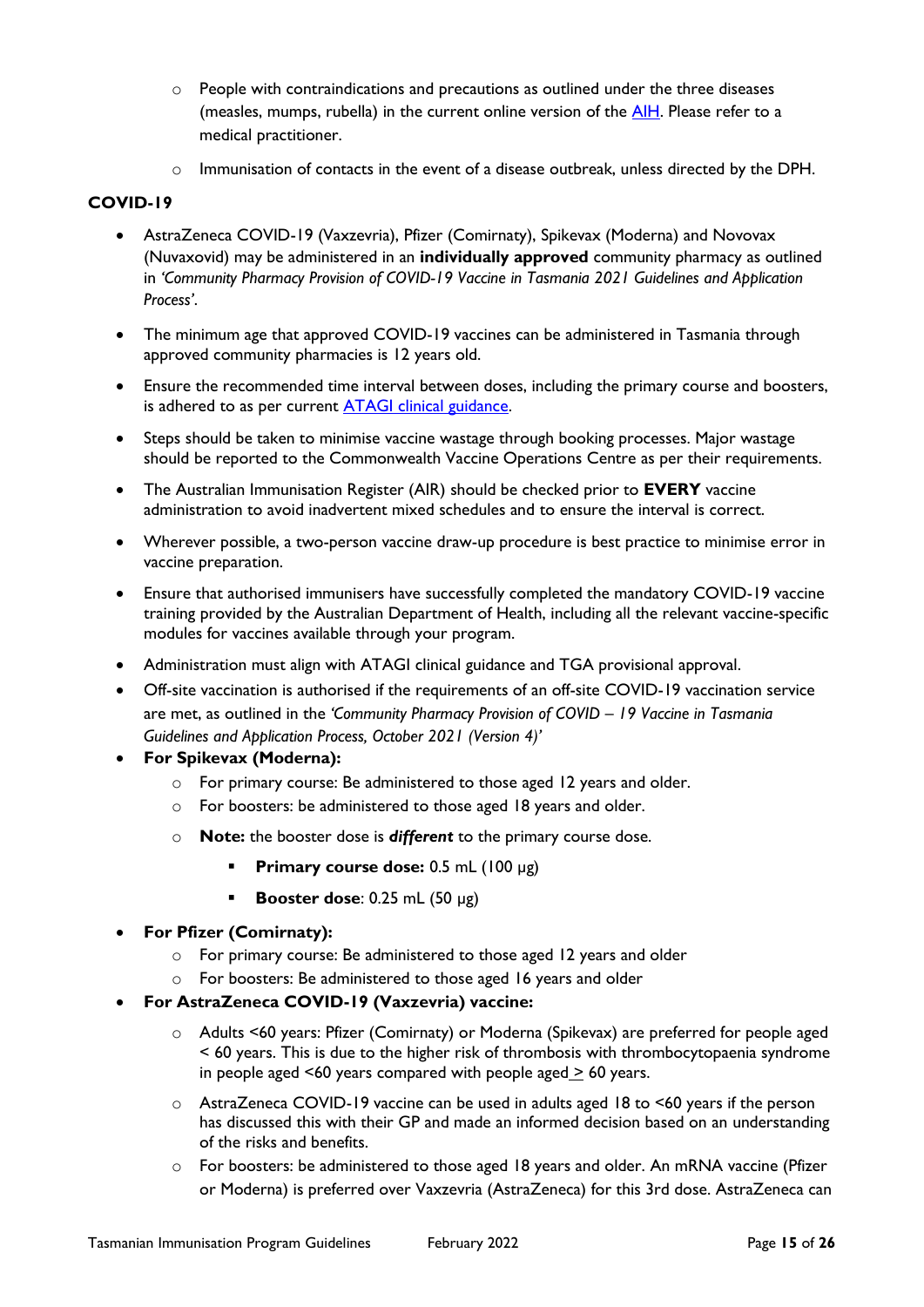- People with contraindications and precautions as outlined under the three diseases (measles, mumps, rubella) in the current online version of the [AIH](). Please refer to a medical practitioner.
- Immunisation of contacts in the event of a disease outbreak, unless directed by the DPH.

### COVID-19

- AstraZeneca COVID-19 (Vaxzevria), Pfizer (Comirnaty), Spikevax (Moderna) and Novovax (Nuvaxovid) may be administered in an **individually approved** community pharmacy as outlined in *'Community Pharmacy Provision of COVID-19 Vaccine in Tasmania 2021 Guidelines and Application Process'*.
- The minimum age that approved COVID-19 vaccines can be administered in Tasmania through approved community pharmacies is 12 years old.
- Ensure the recommended time interval between doses, including the primary course and boosters, is adhered to as per current [ATAGI clinical guidance]().
- Steps should be taken to minimise vaccine wastage through booking processes. Major wastage should be reported to the Commonwealth Vaccine Operations Centre as per their requirements.
- The Australian Immunisation Register (AIR) should be checked prior to **EVERY** vaccine administration to avoid inadvertent mixed schedules and to ensure the interval is correct.
- Wherever possible, a two-person vaccine draw-up procedure is best practice to minimise error in vaccine preparation.
- Ensure that authorised immunisers have successfully completed the mandatory COVID-19 vaccine training provided by the Australian Department of Health, including all the relevant vaccine-specific modules for vaccines available through your program.
- Administration must align with ATAGI clinical guidance and TGA provisional approval.
- Off-site vaccination is authorised if the requirements of an off-site COVID-19 vaccination service are met, as outlined in the *'Community Pharmacy Provision of COVID – 19 Vaccine in Tasmania Guidelines and Application Process, October 2021 (Version 4)'*
- **For Spikevax (Moderna):**
  - For primary course: Be administered to those aged 12 years and older.
  - For boosters: be administered to those aged 18 years and older.
  - **Note:** the booster dose is ***different*** to the primary course dose.
    - **Primary course dose:** 0.5 mL (100 µg)
    - **Booster dose**: 0.25 mL (50 µg)
- **For Pfizer (Comirnaty):**
  - For primary course: Be administered to those aged 12 years and older
  - For boosters: Be administered to those aged 16 years and older
- **For AstraZeneca COVID-19 (Vaxzevria) vaccine:**
  - Adults <60 years: Pfizer (Comirnaty) or Moderna (Spikevax) are preferred for people aged < 60 years. This is due to the higher risk of thrombosis with thrombocytopaenia syndrome in people aged <60 years compared with people aged ≥ 60 years.
  - AstraZeneca COVID-19 vaccine can be used in adults aged 18 to <60 years if the person has discussed this with their GP and made an informed decision based on an understanding of the risks and benefits.
  - For boosters: be administered to those aged 18 years and older. An mRNA vaccine (Pfizer or Moderna) is preferred over Vaxzevria (AstraZeneca) for this 3rd dose. AstraZeneca can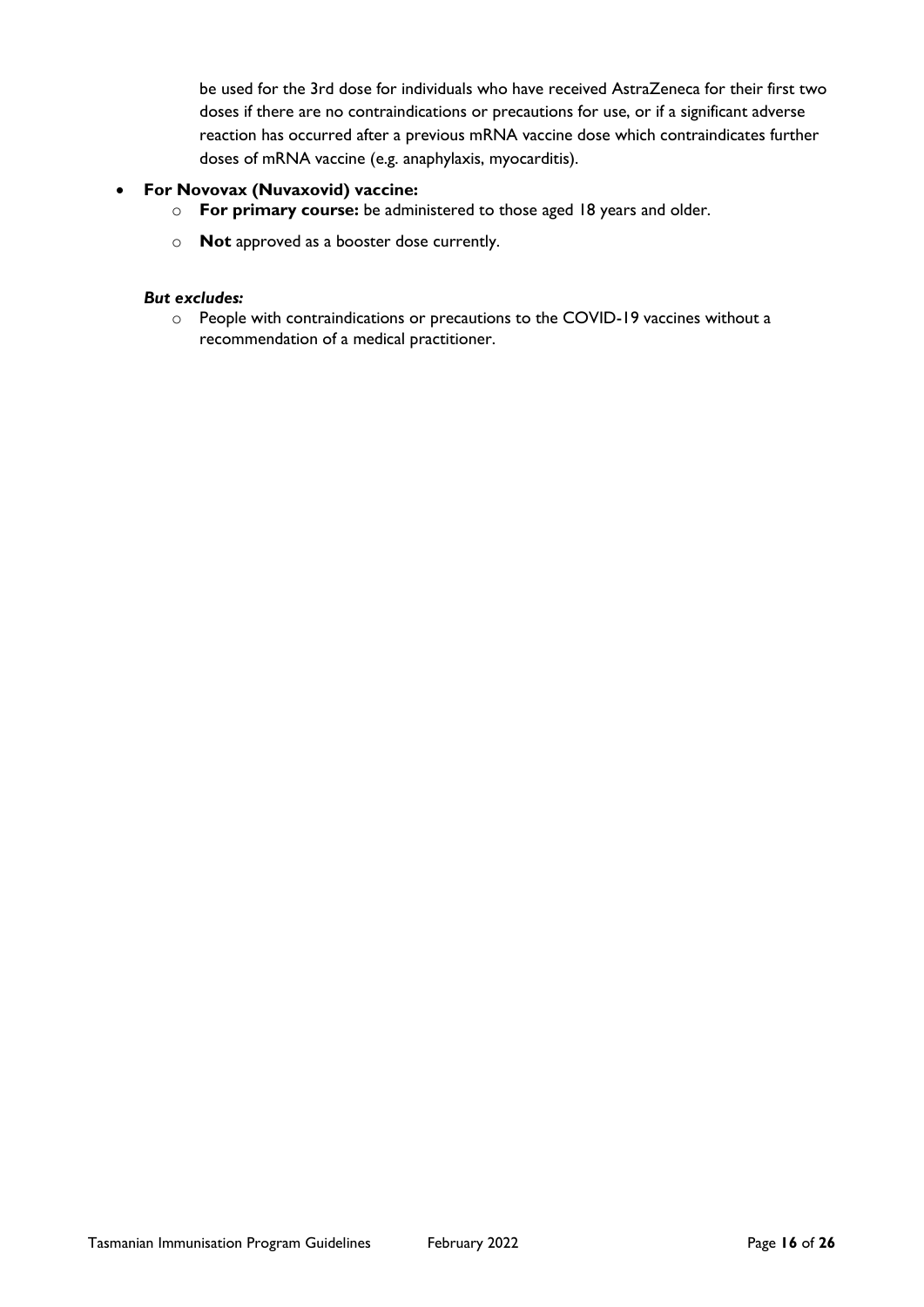be used for the 3rd dose for individuals who have received AstraZeneca for their first two doses if there are no contraindications or precautions for use, or if a significant adverse reaction has occurred after a previous mRNA vaccine dose which contraindicates further doses of mRNA vaccine (e.g. anaphylaxis, myocarditis).

- **For Novovax (Nuvaxovid) vaccine:**
  - **For primary course:** be administered to those aged 18 years and older.
  - **Not** approved as a booster dose currently.

***But excludes:***

- People with contraindications or precautions to the COVID-19 vaccines without a recommendation of a medical practitioner.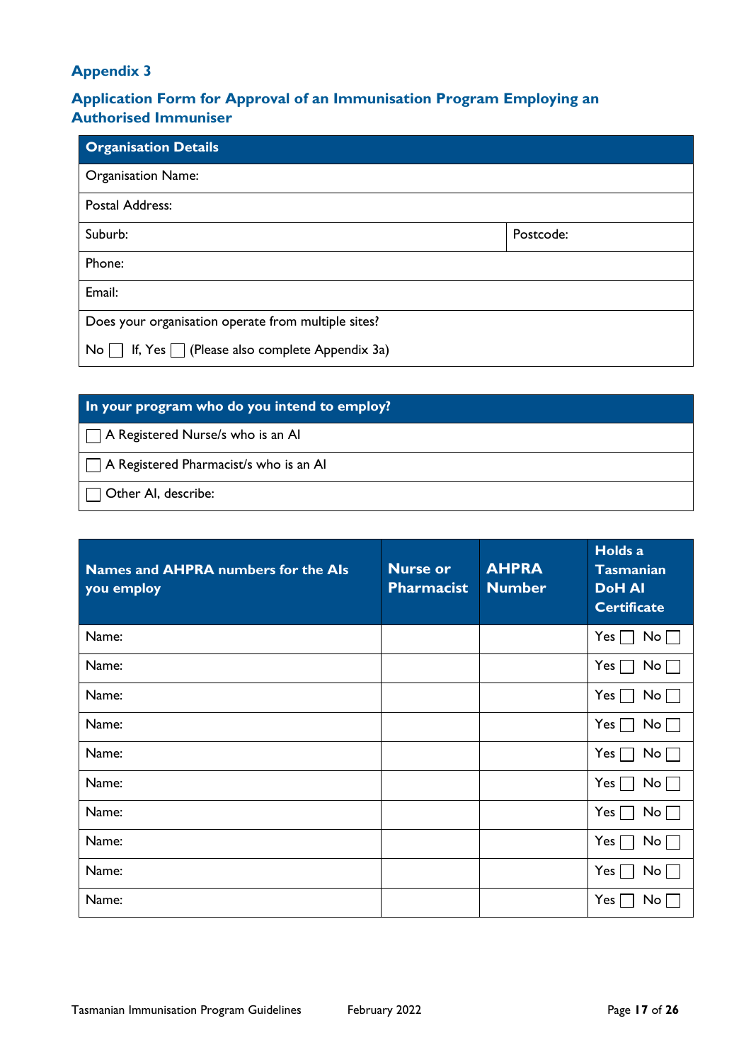## Appendix 3

## Application Form for Approval of an Immunisation Program Employing an Authorised Immuniser

| Organisation Details | |
|---|---|
| Organisation Name: | |
| Postal Address: | |
| Suburb: | Postcode: |
| Phone: | |
| Email: | |
| Does your organisation operate from multiple sites?<br>No ☐ If, Yes ☐ (Please also complete Appendix 3a) | |

| In your program who do you intend to employ? |
|---|
| ☐ A Registered Nurse/s who is an AI |
| ☐ A Registered Pharmacist/s who is an AI |
| ☐ Other AI, describe: |

| Names and AHPRA numbers for the AIs you employ | Nurse or Pharmacist | AHPRA Number | Holds a Tasmanian DoH AI Certificate |
|---|---|---|---|
| Name: | | | Yes ☐ No ☐ |
| Name: | | | Yes ☐ No ☐ |
| Name: | | | Yes ☐ No ☐ |
| Name: | | | Yes ☐ No ☐ |
| Name: | | | Yes ☐ No ☐ |
| Name: | | | Yes ☐ No ☐ |
| Name: | | | Yes ☐ No ☐ |
| Name: | | | Yes ☐ No ☐ |
| Name: | | | Yes ☐ No ☐ |
| Name: | | | Yes ☐ No ☐ |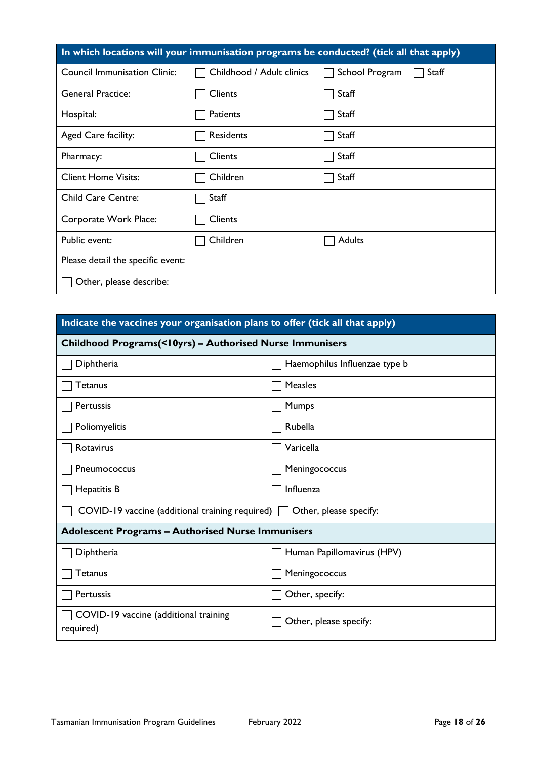| In which locations will your immunisation programs be conducted? (tick all that apply) | | | |
|---|---|---|---|
| Council Immunisation Clinic: | ☐ Childhood / Adult clinics | ☐ School Program | ☐ Staff |
| General Practice: | ☐ Clients | ☐ Staff | |
| Hospital: | ☐ Patients | ☐ Staff | |
| Aged Care facility: | ☐ Residents | ☐ Staff | |
| Pharmacy: | ☐ Clients | ☐ Staff | |
| Client Home Visits: | ☐ Children | ☐ Staff | |
| Child Care Centre: | ☐ Staff | | |
| Corporate Work Place: | ☐ Clients | | |
| Public event: | ☐ Children | ☐ Adults | |
| Please detail the specific event: | | | |
| ☐ Other, please describe: | | | |

| Indicate the vaccines your organisation plans to offer (tick all that apply) | |
|---|---|
| **Childhood Programs(<10yrs) – Authorised Nurse Immunisers** | |
| ☐ Diphtheria | ☐ Haemophilus Influenzae type b |
| ☐ Tetanus | ☐ Measles |
| ☐ Pertussis | ☐ Mumps |
| ☐ Poliomyelitis | ☐ Rubella |
| ☐ Rotavirus | ☐ Varicella |
| ☐ Pneumococcus | ☐ Meningococcus |
| ☐ Hepatitis B | ☐ Influenza |
| ☐ COVID-19 vaccine (additional training required) | ☐ Other, please specify: |
| **Adolescent Programs – Authorised Nurse Immunisers** | |
| ☐ Diphtheria | ☐ Human Papillomavirus (HPV) |
| ☐ Tetanus | ☐ Meningococcus |
| ☐ Pertussis | ☐ Other, specify: |
| ☐ COVID-19 vaccine (additional training required) | ☐ Other, please specify: |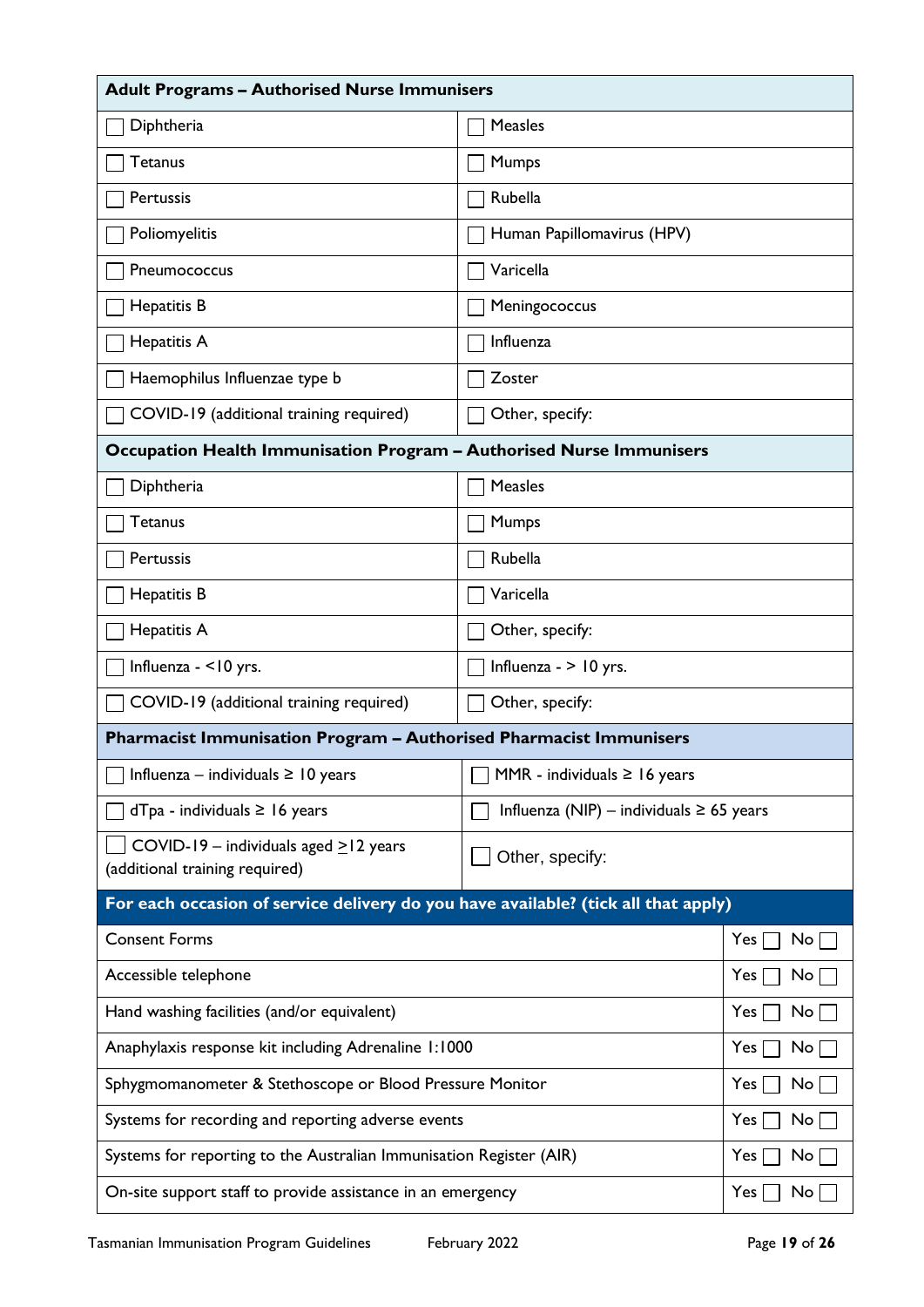| Adult Programs – Authorised Nurse Immunisers | |
|---|---|
| ☐ Diphtheria | ☐ Measles |
| ☐ Tetanus | ☐ Mumps |
| ☐ Pertussis | ☐ Rubella |
| ☐ Poliomyelitis | ☐ Human Papillomavirus (HPV) |
| ☐ Pneumococcus | ☐ Varicella |
| ☐ Hepatitis B | ☐ Meningococcus |
| ☐ Hepatitis A | ☐ Influenza |
| ☐ Haemophilus Influenzae type b | ☐ Zoster |
| ☐ COVID-19 (additional training required) | ☐ Other, specify: |

| Occupation Health Immunisation Program – Authorised Nurse Immunisers | |
|---|---|
| ☐ Diphtheria | ☐ Measles |
| ☐ Tetanus | ☐ Mumps |
| ☐ Pertussis | ☐ Rubella |
| ☐ Hepatitis B | ☐ Varicella |
| ☐ Hepatitis A | ☐ Other, specify: |
| ☐ Influenza - <10 yrs. | ☐ Influenza - > 10 yrs. |
| ☐ COVID-19 (additional training required) | ☐ Other, specify: |

| Pharmacist Immunisation Program – Authorised Pharmacist Immunisers | |
|---|---|
| ☐ Influenza – individuals ≥ 10 years | ☐ MMR - individuals ≥ 16 years |
| ☐ dTpa - individuals ≥ 16 years | ☐ Influenza (NIP) – individuals ≥ 65 years |
| ☐ COVID-19 – individuals aged ≥12 years (additional training required) | ☐ Other, specify: |

| For each occasion of service delivery do you have available? (tick all that apply) | |
|---|---|
| Consent Forms | Yes ☐ No ☐ |
| Accessible telephone | Yes ☐ No ☐ |
| Hand washing facilities (and/or equivalent) | Yes ☐ No ☐ |
| Anaphylaxis response kit including Adrenaline 1:1000 | Yes ☐ No ☐ |
| Sphygmomanometer & Stethoscope or Blood Pressure Monitor | Yes ☐ No ☐ |
| Systems for recording and reporting adverse events | Yes ☐ No ☐ |
| Systems for reporting to the Australian Immunisation Register (AIR) | Yes ☐ No ☐ |
| On-site support staff to provide assistance in an emergency | Yes ☐ No ☐ |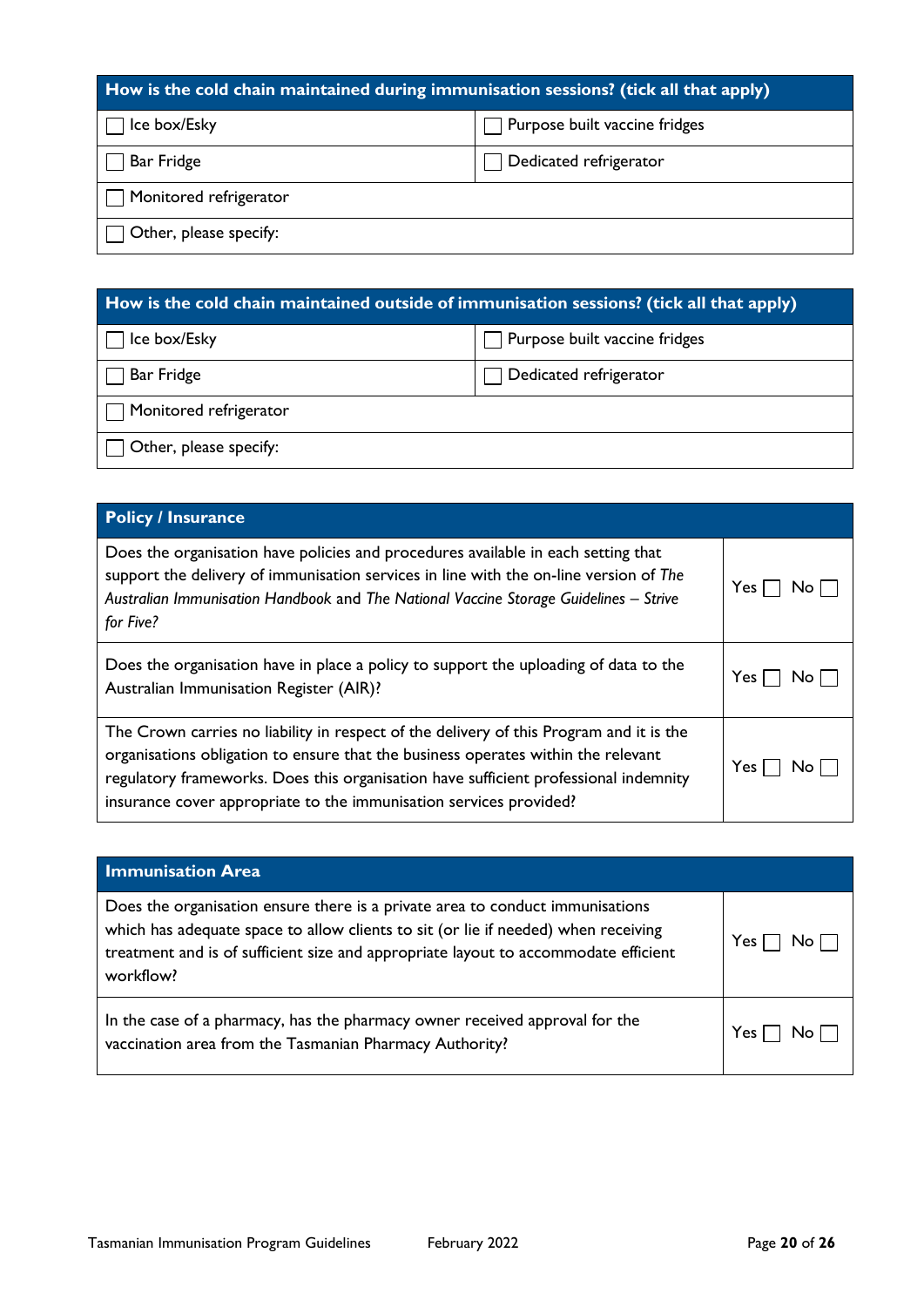| How is the cold chain maintained during immunisation sessions? (tick all that apply) | |
|---|---|
| ☐ Ice box/Esky | ☐ Purpose built vaccine fridges |
| ☐ Bar Fridge | ☐ Dedicated refrigerator |
| ☐ Monitored refrigerator | |
| ☐ Other, please specify: | |

| How is the cold chain maintained outside of immunisation sessions? (tick all that apply) | |
|---|---|
| ☐ Ice box/Esky | ☐ Purpose built vaccine fridges |
| ☐ Bar Fridge | ☐ Dedicated refrigerator |
| ☐ Monitored refrigerator | |
| ☐ Other, please specify: | |

| Policy / Insurance | |
|---|---|
| Does the organisation have policies and procedures available in each setting that support the delivery of immunisation services in line with the on-line version of *The Australian Immunisation Handbook* and *The National Vaccine Storage Guidelines – Strive for Five?* | Yes ☐ No ☐ |
| Does the organisation have in place a policy to support the uploading of data to the Australian Immunisation Register (AIR)? | Yes ☐ No ☐ |
| The Crown carries no liability in respect of the delivery of this Program and it is the organisations obligation to ensure that the business operates within the relevant regulatory frameworks. Does this organisation have sufficient professional indemnity insurance cover appropriate to the immunisation services provided? | Yes ☐ No ☐ |

| Immunisation Area | |
|---|---|
| Does the organisation ensure there is a private area to conduct immunisations which has adequate space to allow clients to sit (or lie if needed) when receiving treatment and is of sufficient size and appropriate layout to accommodate efficient workflow? | Yes ☐ No ☐ |
| In the case of a pharmacy, has the pharmacy owner received approval for the vaccination area from the Tasmanian Pharmacy Authority? | Yes ☐ No ☐ |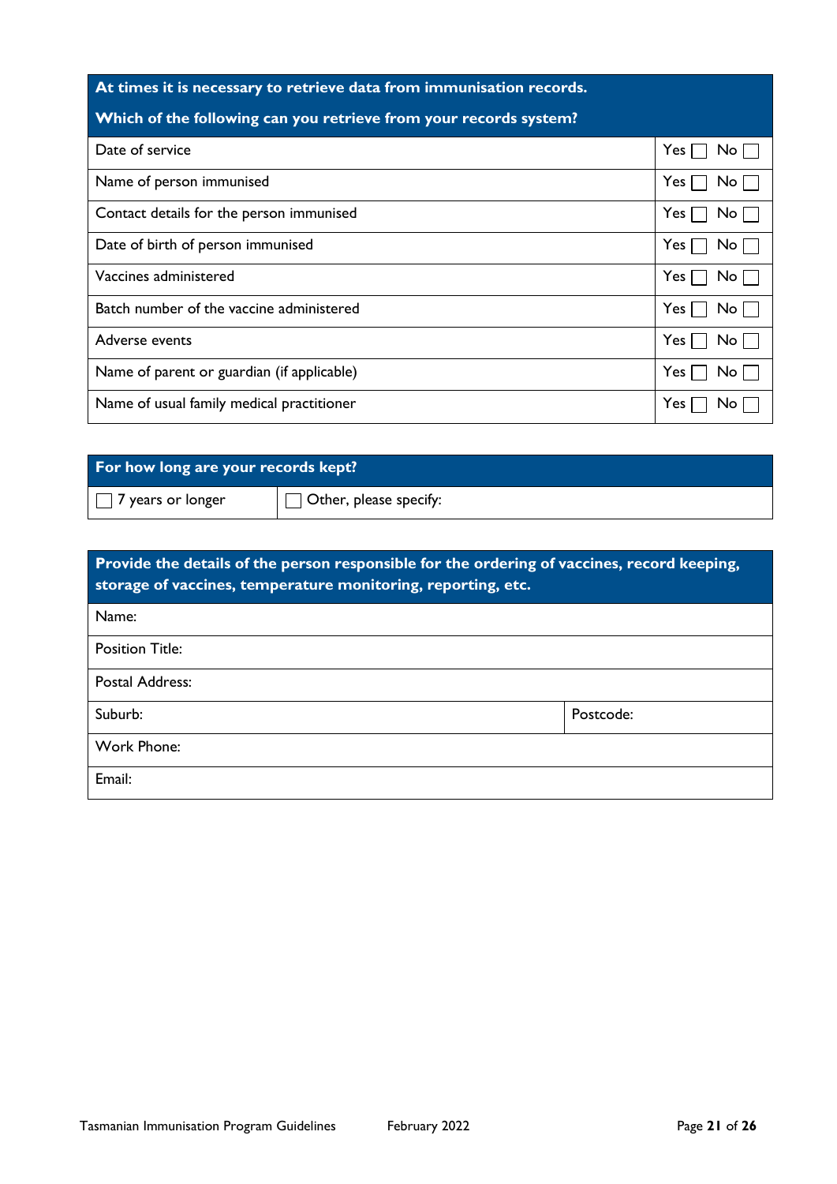| At times it is necessary to retrieve data from immunisation records.<br><br>Which of the following can you retrieve from your records system? | |
|---|---|
| Date of service | Yes ☐ No ☐ |
| Name of person immunised | Yes ☐ No ☐ |
| Contact details for the person immunised | Yes ☐ No ☐ |
| Date of birth of person immunised | Yes ☐ No ☐ |
| Vaccines administered | Yes ☐ No ☐ |
| Batch number of the vaccine administered | Yes ☐ No ☐ |
| Adverse events | Yes ☐ No ☐ |
| Name of parent or guardian (if applicable) | Yes ☐ No ☐ |
| Name of usual family medical practitioner | Yes ☐ No ☐ |

| For how long are your records kept? | |
|---|---|
| ☐ 7 years or longer | ☐ Other, please specify: |

| Provide the details of the person responsible for the ordering of vaccines, record keeping, storage of vaccines, temperature monitoring, reporting, etc. | |
|---|---|
| Name: | |
| Position Title: | |
| Postal Address: | |
| Suburb: | Postcode: |
| Work Phone: | |
| Email: | |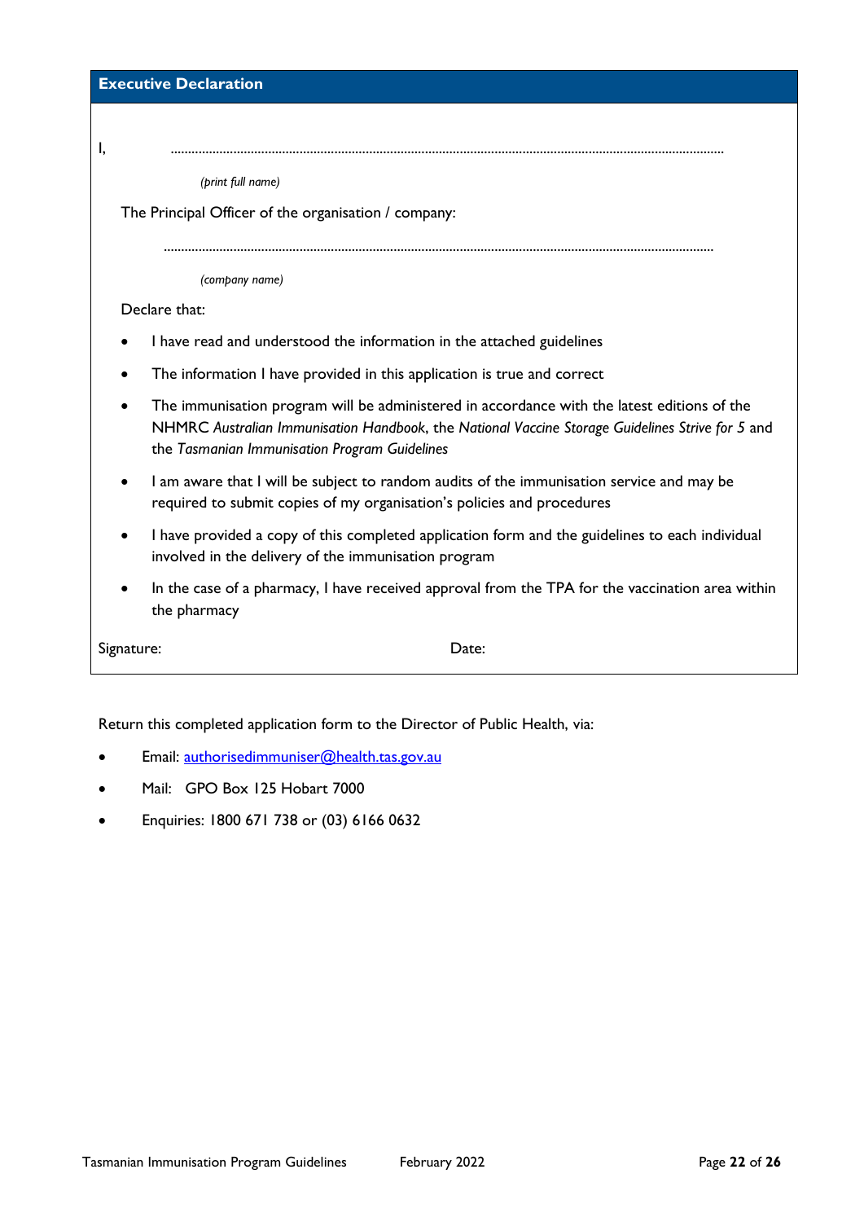## Executive Declaration

I, ..............................................................................................................................................................

*(print full name)*

The Principal Officer of the organisation / company:

..............................................................................................................................................................

*(company name)*

Declare that:

- I have read and understood the information in the attached guidelines
- The information I have provided in this application is true and correct
- The immunisation program will be administered in accordance with the latest editions of the NHMRC *Australian Immunisation Handbook*, the *National Vaccine Storage Guidelines Strive for 5* and the *Tasmanian Immunisation Program Guidelines*
- I am aware that I will be subject to random audits of the immunisation service and may be required to submit copies of my organisation's policies and procedures
- I have provided a copy of this completed application form and the guidelines to each individual involved in the delivery of the immunisation program
- In the case of a pharmacy, I have received approval from the TPA for the vaccination area within the pharmacy

Signature: Date:

Return this completed application form to the Director of Public Health, via:

- Email: authorisedimmuniser@health.tas.gov.au
- Mail: GPO Box 125 Hobart 7000
- Enquiries: 1800 671 738 or (03) 6166 0632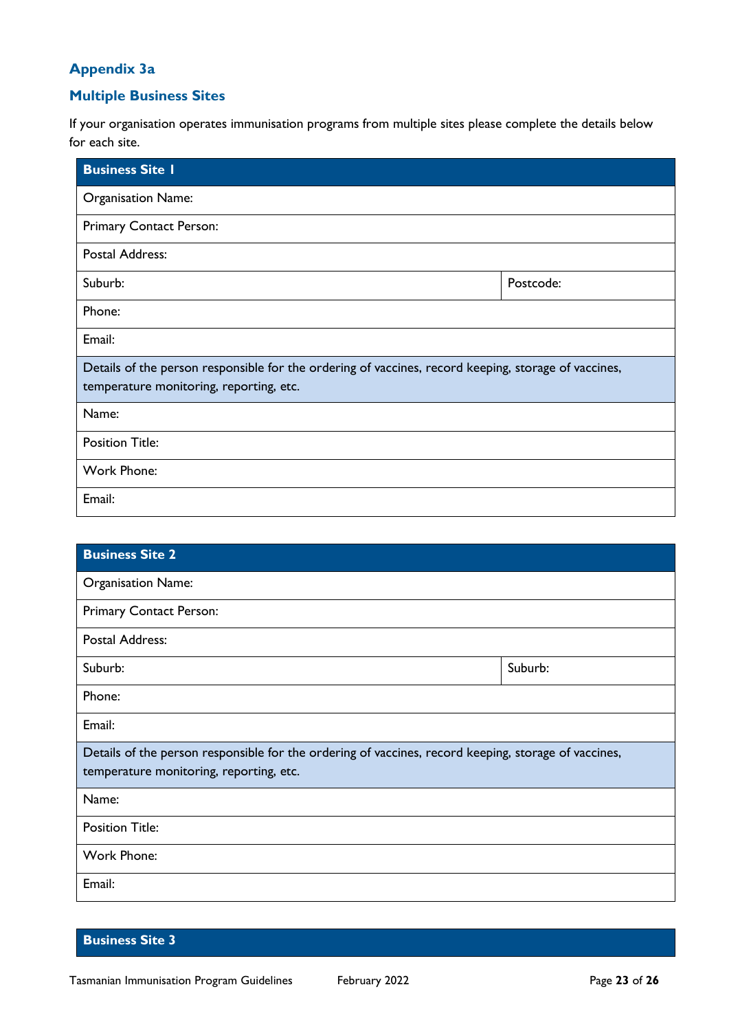## Appendix 3a

### Multiple Business Sites

If your organisation operates immunisation programs from multiple sites please complete the details below for each site.

| Business Site 1 | |
|---|---|
| Organisation Name: | |
| Primary Contact Person: | |
| Postal Address: | |
| Suburb: | Postcode: |
| Phone: | |
| Email: | |
| Details of the person responsible for the ordering of vaccines, record keeping, storage of vaccines, temperature monitoring, reporting, etc. | |
| Name: | |
| Position Title: | |
| Work Phone: | |
| Email: | |

| Business Site 2 | |
|---|---|
| Organisation Name: | |
| Primary Contact Person: | |
| Postal Address: | |
| Suburb: | Suburb: |
| Phone: | |
| Email: | |
| Details of the person responsible for the ordering of vaccines, record keeping, storage of vaccines, temperature monitoring, reporting, etc. | |
| Name: | |
| Position Title: | |
| Work Phone: | |
| Email: | |

| Business Site 3 |
|---|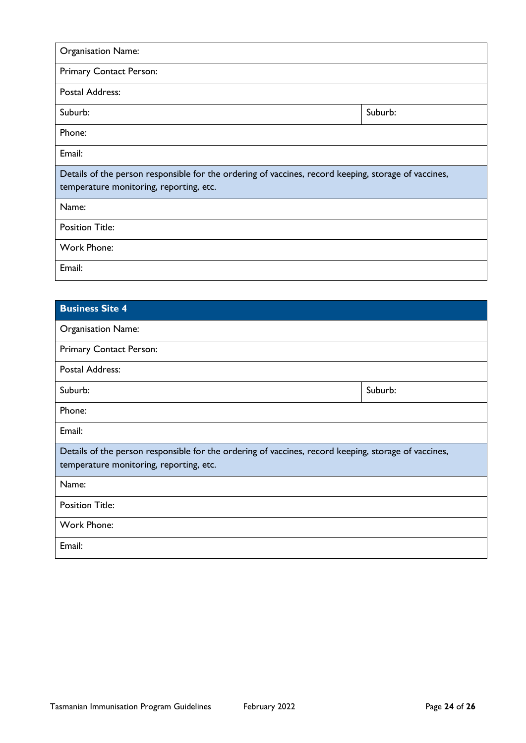| Organisation Name: | |
|---|---|
| Primary Contact Person: | |
| Postal Address: | |
| Suburb: | Suburb: |
| Phone: | |
| Email: | |
| Details of the person responsible for the ordering of vaccines, record keeping, storage of vaccines, temperature monitoring, reporting, etc. | |
| Name: | |
| Position Title: | |
| Work Phone: | |
| Email: | |

| **Business Site 4** | |
|---|---|
| Organisation Name: | |
| Primary Contact Person: | |
| Postal Address: | |
| Suburb: | Suburb: |
| Phone: | |
| Email: | |
| Details of the person responsible for the ordering of vaccines, record keeping, storage of vaccines, temperature monitoring, reporting, etc. | |
| Name: | |
| Position Title: | |
| Work Phone: | |
| Email: | |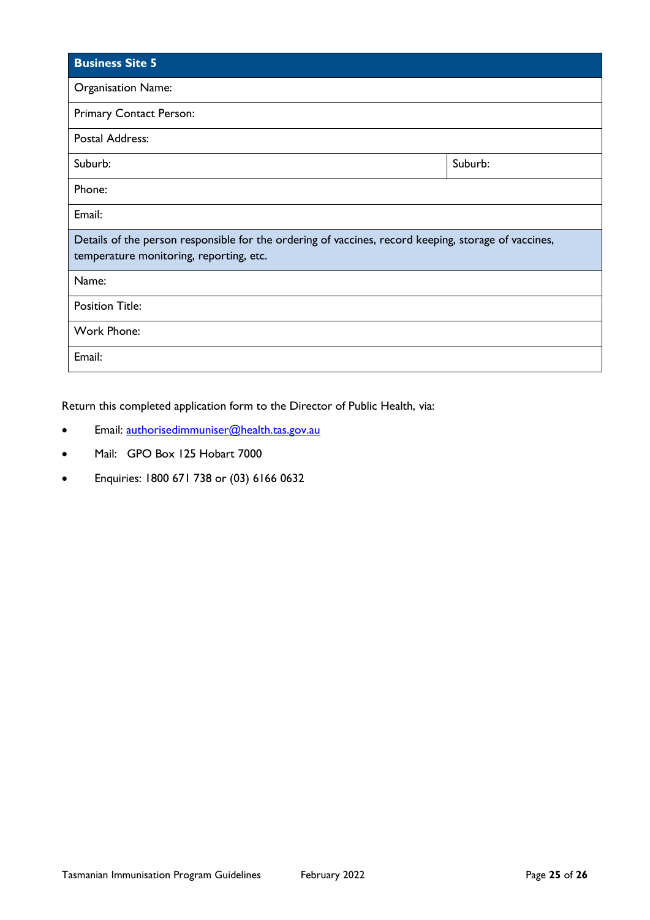| Business Site 5 | |
|---|---|
| Organisation Name: | |
| Primary Contact Person: | |
| Postal Address: | |
| Suburb: | Suburb: |
| Phone: | |
| Email: | |
| Details of the person responsible for the ordering of vaccines, record keeping, storage of vaccines, temperature monitoring, reporting, etc. | |
| Name: | |
| Position Title: | |
| Work Phone: | |
| Email: | |

Return this completed application form to the Director of Public Health, via:

- Email: authorisedimmuniser@health.tas.gov.au
- Mail: GPO Box 125 Hobart 7000
- Enquiries: 1800 671 738 or (03) 6166 0632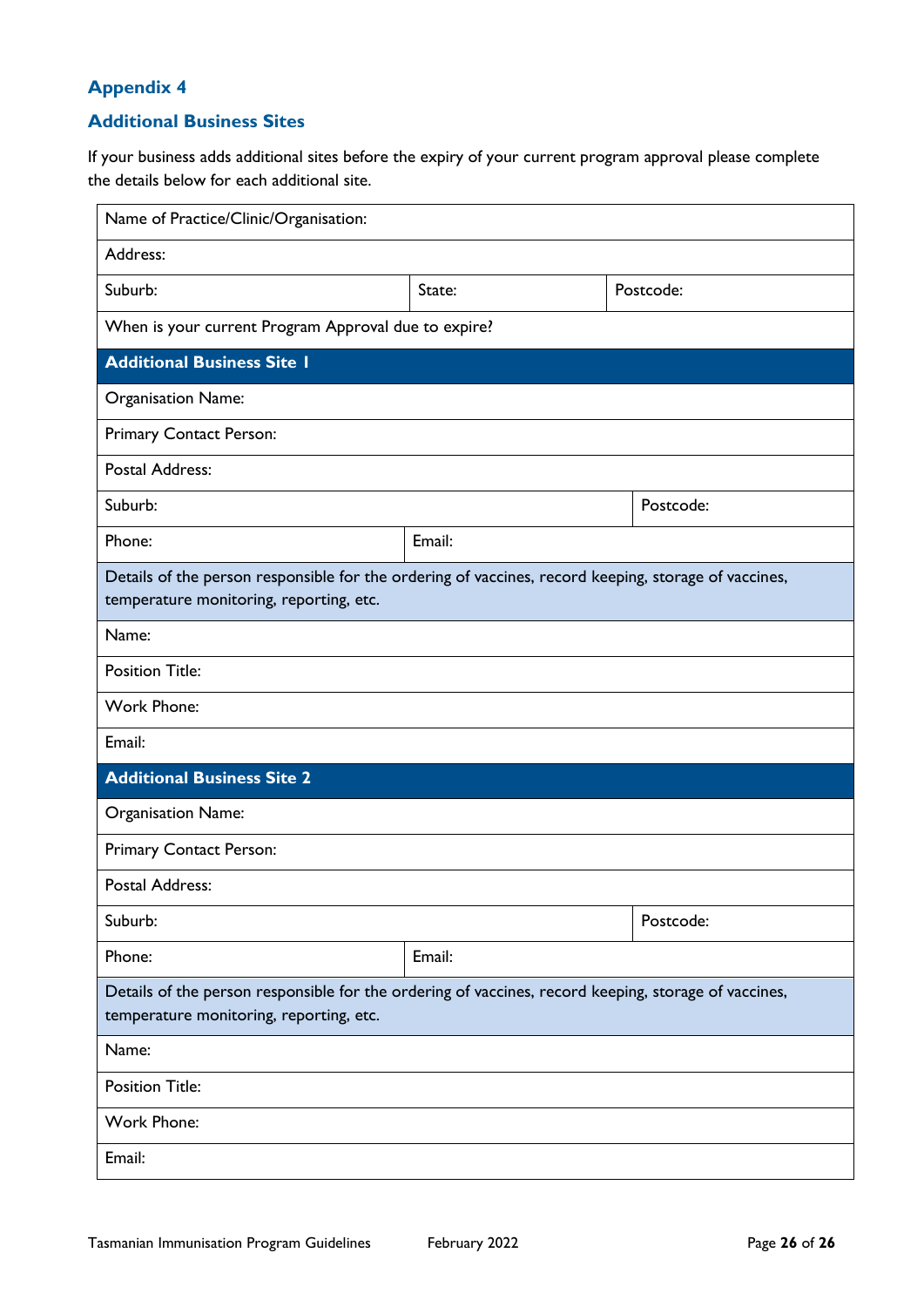## Appendix 4

### Additional Business Sites

If your business adds additional sites before the expiry of your current program approval please complete the details below for each additional site.

| Name of Practice/Clinic/Organisation: | | |
|---|---|---|
| Address: | | |
| Suburb: | State: | Postcode: |
| When is your current Program Approval due to expire? | | |
| **Additional Business Site 1** | | |
| Organisation Name: | | |
| Primary Contact Person: | | |
| Postal Address: | | |
| Suburb: | | Postcode: |
| Phone: | Email: | |
| Details of the person responsible for the ordering of vaccines, record keeping, storage of vaccines, temperature monitoring, reporting, etc. | | |
| Name: | | |
| Position Title: | | |
| Work Phone: | | |
| Email: | | |
| **Additional Business Site 2** | | |
| Organisation Name: | | |
| Primary Contact Person: | | |
| Postal Address: | | |
| Suburb: | | Postcode: |
| Phone: | Email: | |
| Details of the person responsible for the ordering of vaccines, record keeping, storage of vaccines, temperature monitoring, reporting, etc. | | |
| Name: | | |
| Position Title: | | |
| Work Phone: | | |
| Email: | | |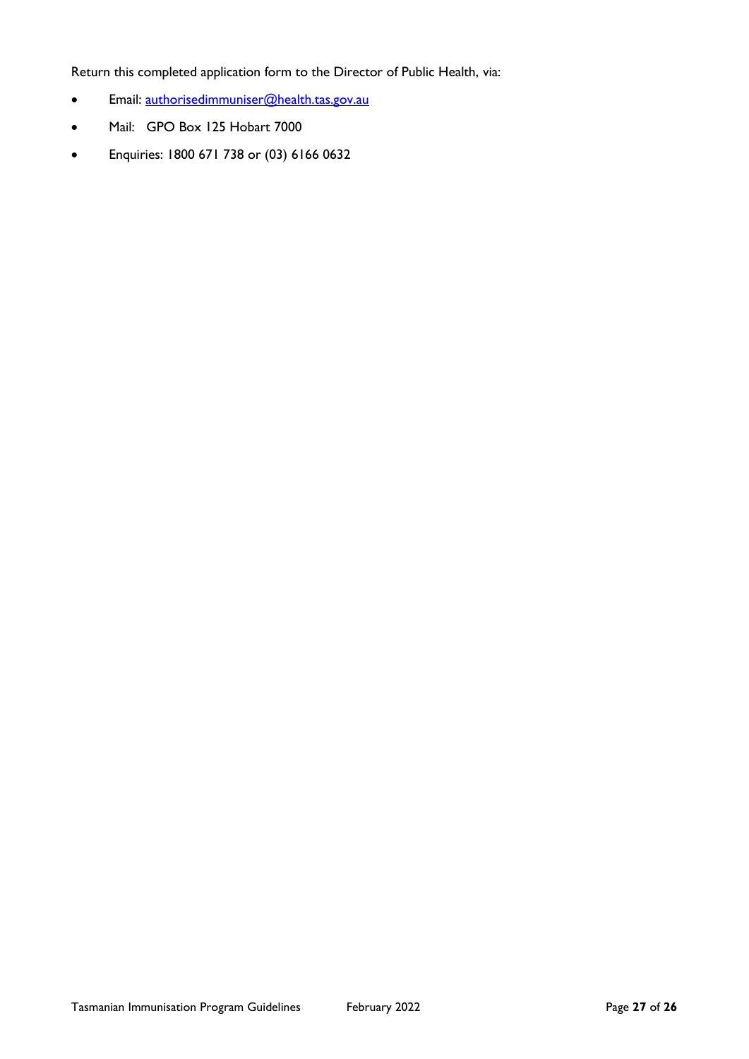Return this completed application form to the Director of Public Health, via:

- Email: authorisedimmuniser@health.tas.gov.au
- Mail: GPO Box 125 Hobart 7000
- Enquiries: 1800 671 738 or (03) 6166 0632